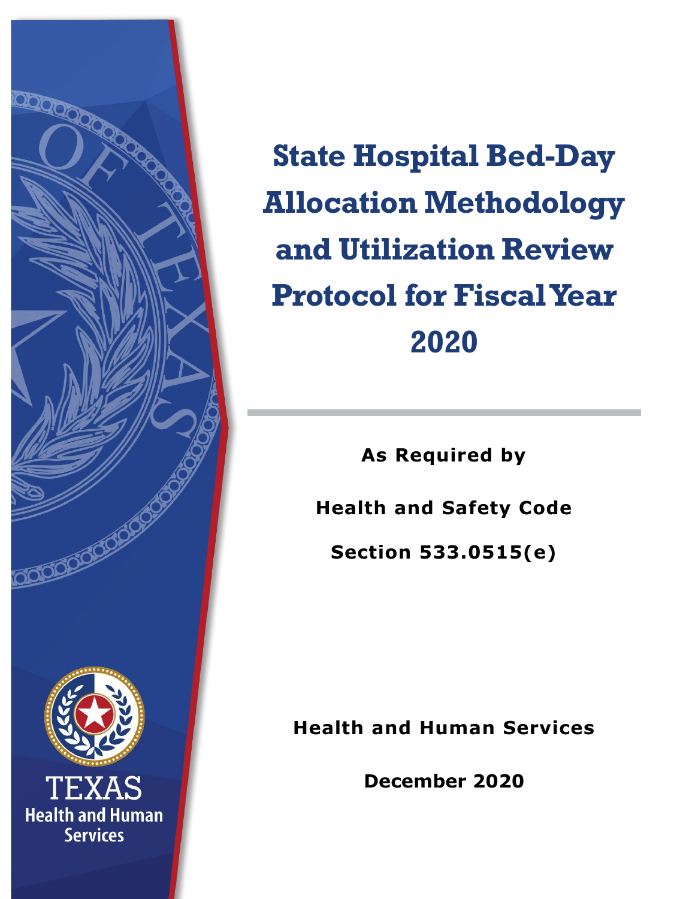# State Hospital Bed-Day Allocation Methodology and Utilization Review Protocol for Fiscal Year 2020

**As Required by**

**Health and Safety Code**

**Section 533.0515(e)**

**Health and Human Services**

**December 2020**

TEXAS Health and Human Services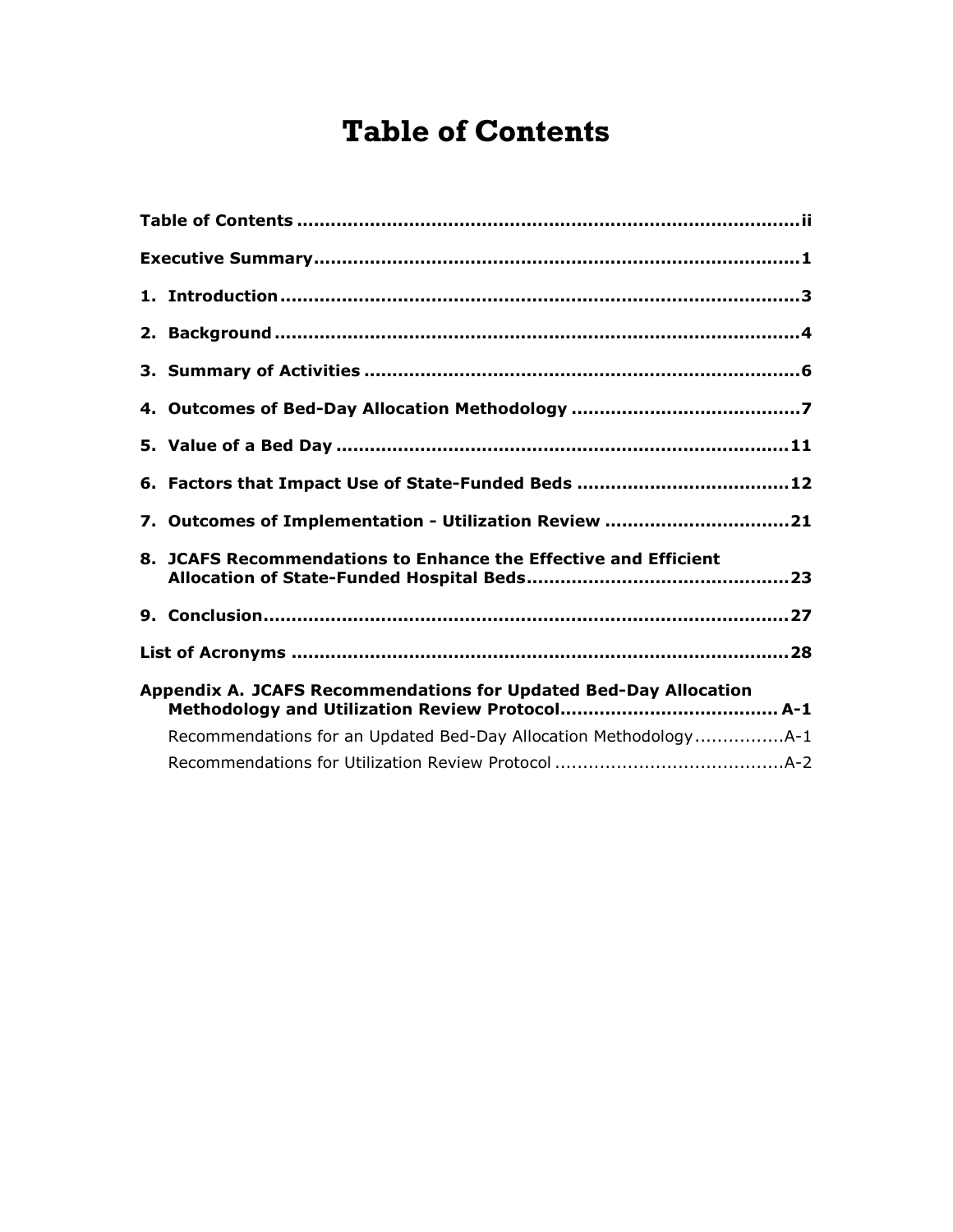# Table of Contents

| | |
|---|---|
| **Table of Contents** | **ii** |
| **Executive Summary** | **1** |
| **1. Introduction** | **3** |
| **2. Background** | **4** |
| **3. Summary of Activities** | **6** |
| **4. Outcomes of Bed-Day Allocation Methodology** | **7** |
| **5. Value of a Bed Day** | **11** |
| **6. Factors that Impact Use of State-Funded Beds** | **12** |
| **7. Outcomes of Implementation - Utilization Review** | **21** |
| **8. JCAFS Recommendations to Enhance the Effective and Efficient Allocation of State-Funded Hospital Beds** | **23** |
| **9. Conclusion** | **27** |
| **List of Acronyms** | **28** |
| **Appendix A. JCAFS Recommendations for Updated Bed-Day Allocation Methodology and Utilization Review Protocol** | **A-1** |
| Recommendations for an Updated Bed-Day Allocation Methodology | A-1 |
| Recommendations for Utilization Review Protocol | A-2 |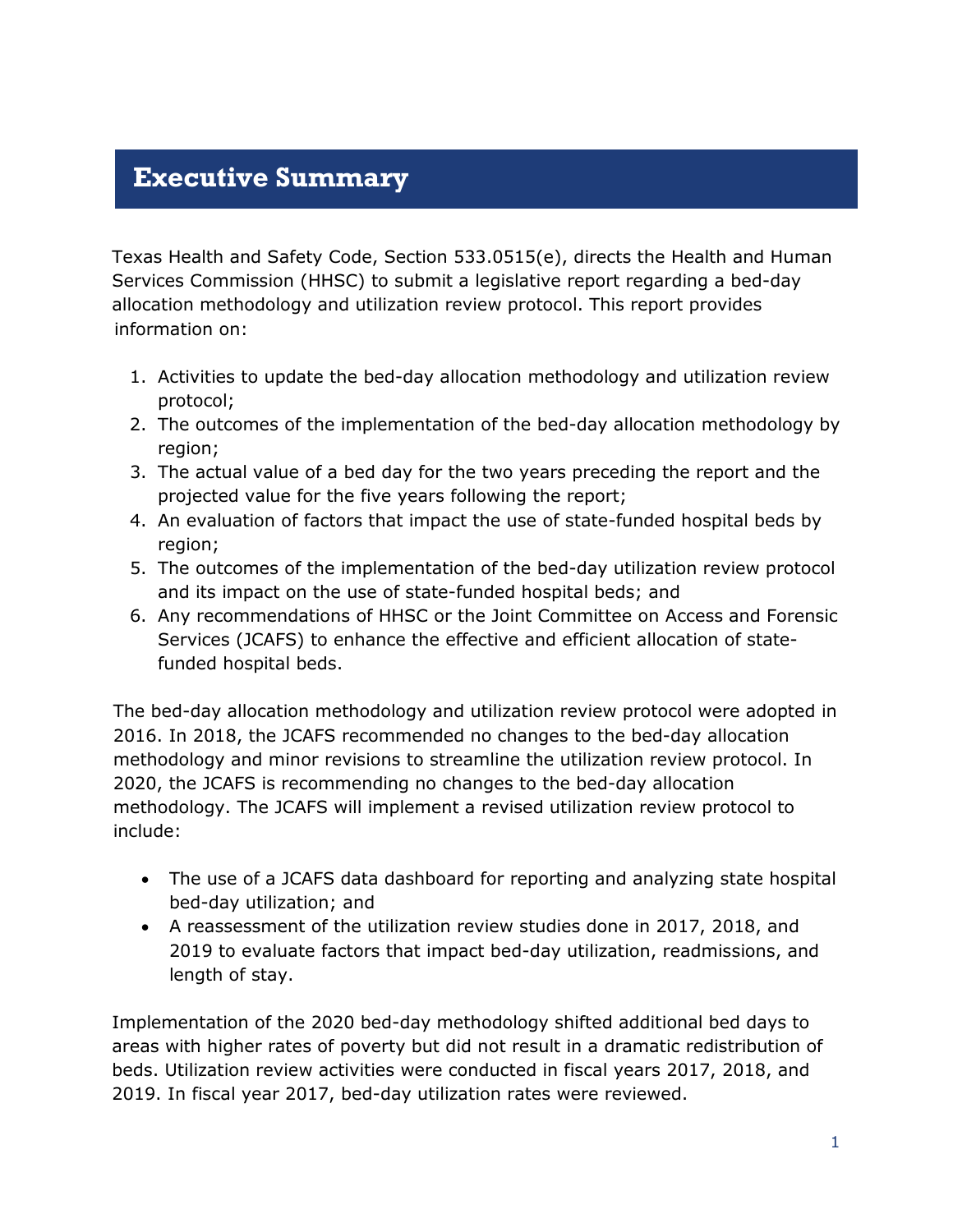# Executive Summary

Texas Health and Safety Code, Section 533.0515(e), directs the Health and Human Services Commission (HHSC) to submit a legislative report regarding a bed-day allocation methodology and utilization review protocol. This report provides information on:

1. Activities to update the bed-day allocation methodology and utilization review protocol;
2. The outcomes of the implementation of the bed-day allocation methodology by region;
3. The actual value of a bed day for the two years preceding the report and the projected value for the five years following the report;
4. An evaluation of factors that impact the use of state-funded hospital beds by region;
5. The outcomes of the implementation of the bed-day utilization review protocol and its impact on the use of state-funded hospital beds; and
6. Any recommendations of HHSC or the Joint Committee on Access and Forensic Services (JCAFS) to enhance the effective and efficient allocation of state-funded hospital beds.

The bed-day allocation methodology and utilization review protocol were adopted in 2016. In 2018, the JCAFS recommended no changes to the bed-day allocation methodology and minor revisions to streamline the utilization review protocol. In 2020, the JCAFS is recommending no changes to the bed-day allocation methodology. The JCAFS will implement a revised utilization review protocol to include:

- The use of a JCAFS data dashboard for reporting and analyzing state hospital bed-day utilization; and
- A reassessment of the utilization review studies done in 2017, 2018, and 2019 to evaluate factors that impact bed-day utilization, readmissions, and length of stay.

Implementation of the 2020 bed-day methodology shifted additional bed days to areas with higher rates of poverty but did not result in a dramatic redistribution of beds. Utilization review activities were conducted in fiscal years 2017, 2018, and 2019. In fiscal year 2017, bed-day utilization rates were reviewed.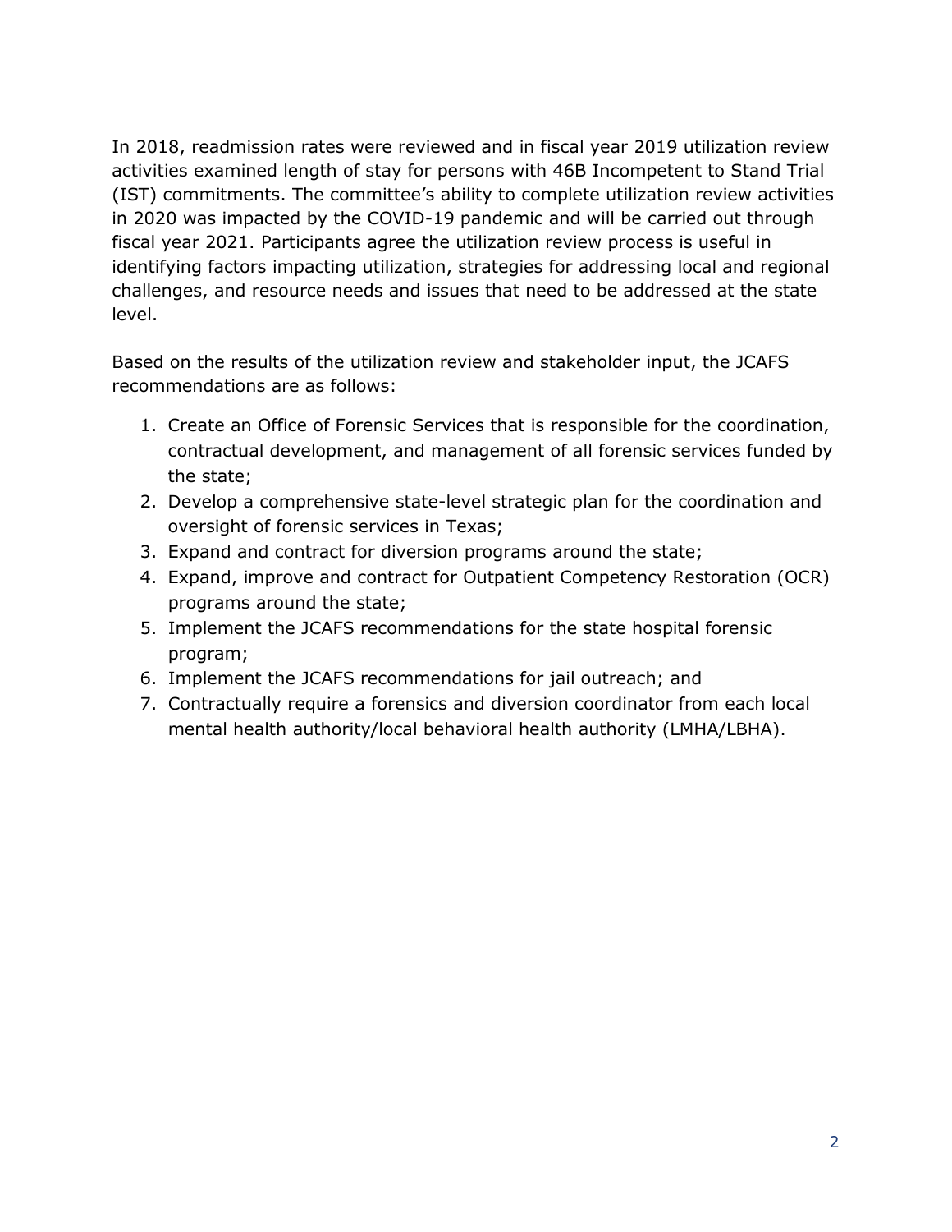In 2018, readmission rates were reviewed and in fiscal year 2019 utilization review activities examined length of stay for persons with 46B Incompetent to Stand Trial (IST) commitments. The committee's ability to complete utilization review activities in 2020 was impacted by the COVID-19 pandemic and will be carried out through fiscal year 2021. Participants agree the utilization review process is useful in identifying factors impacting utilization, strategies for addressing local and regional challenges, and resource needs and issues that need to be addressed at the state level.

Based on the results of the utilization review and stakeholder input, the JCAFS recommendations are as follows:

1. Create an Office of Forensic Services that is responsible for the coordination, contractual development, and management of all forensic services funded by the state;
2. Develop a comprehensive state-level strategic plan for the coordination and oversight of forensic services in Texas;
3. Expand and contract for diversion programs around the state;
4. Expand, improve and contract for Outpatient Competency Restoration (OCR) programs around the state;
5. Implement the JCAFS recommendations for the state hospital forensic program;
6. Implement the JCAFS recommendations for jail outreach; and
7. Contractually require a forensics and diversion coordinator from each local mental health authority/local behavioral health authority (LMHA/LBHA).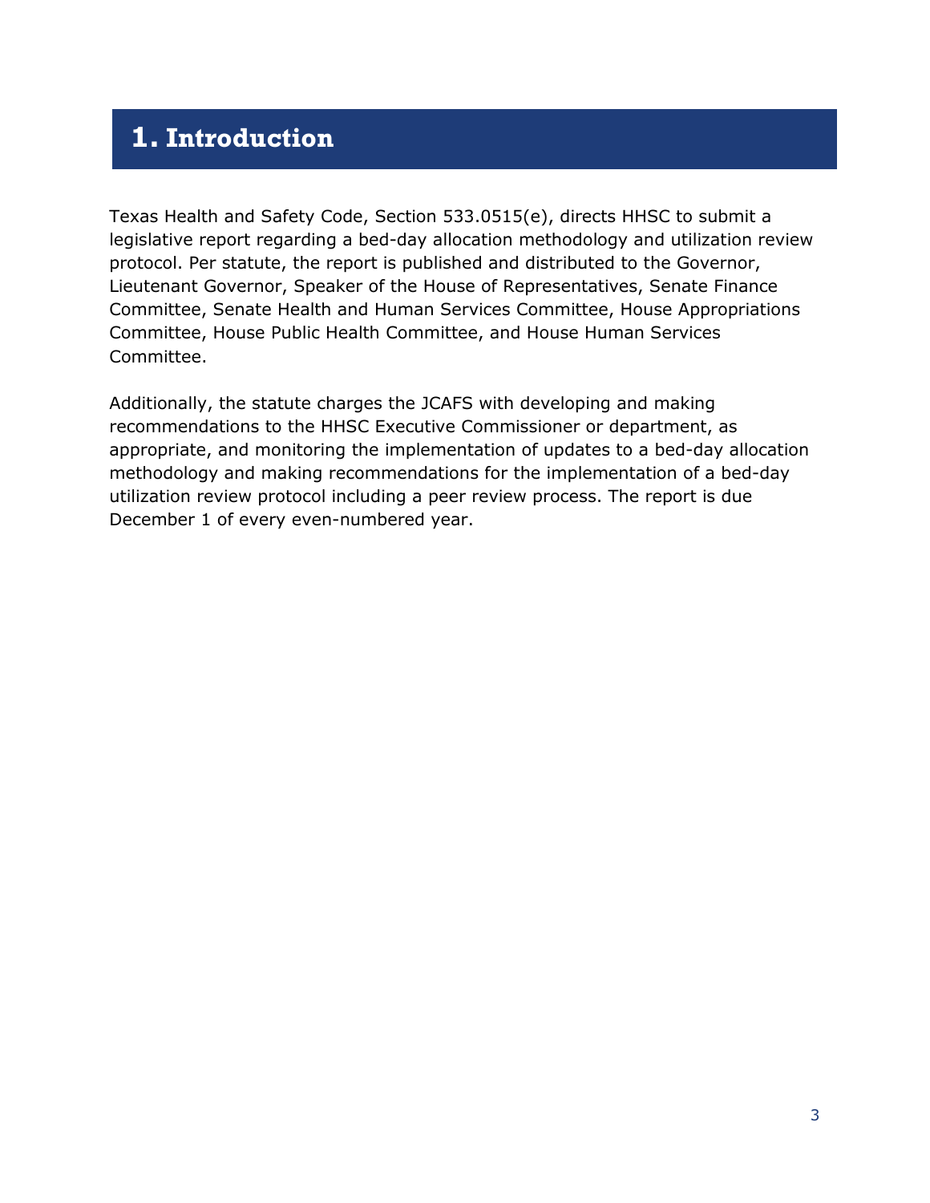# 1. Introduction

Texas Health and Safety Code, Section 533.0515(e), directs HHSC to submit a legislative report regarding a bed-day allocation methodology and utilization review protocol. Per statute, the report is published and distributed to the Governor, Lieutenant Governor, Speaker of the House of Representatives, Senate Finance Committee, Senate Health and Human Services Committee, House Appropriations Committee, House Public Health Committee, and House Human Services Committee.

Additionally, the statute charges the JCAFS with developing and making recommendations to the HHSC Executive Commissioner or department, as appropriate, and monitoring the implementation of updates to a bed-day allocation methodology and making recommendations for the implementation of a bed-day utilization review protocol including a peer review process. The report is due December 1 of every even-numbered year.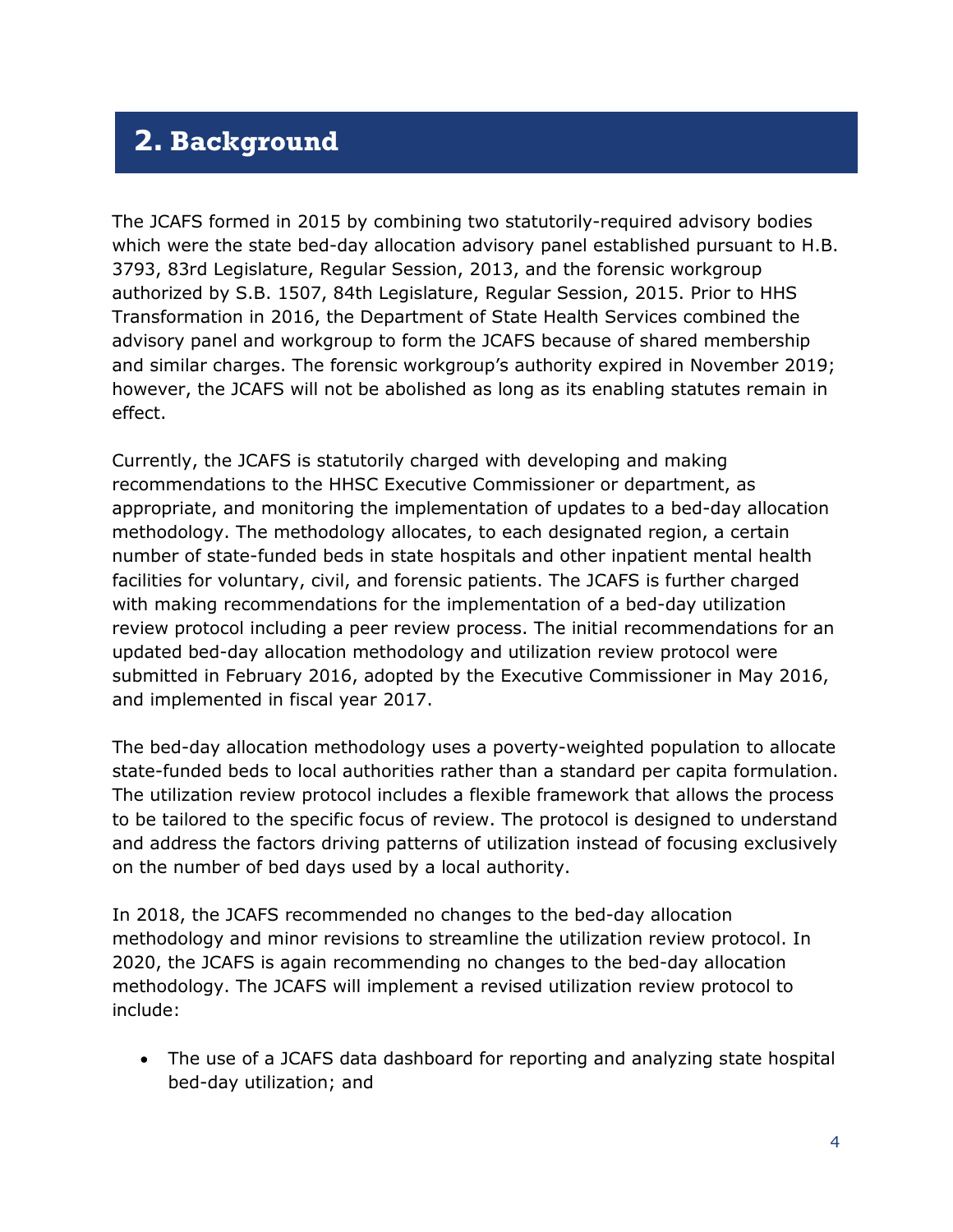## 2. Background

The JCAFS formed in 2015 by combining two statutorily-required advisory bodies which were the state bed-day allocation advisory panel established pursuant to H.B. 3793, 83rd Legislature, Regular Session, 2013, and the forensic workgroup authorized by S.B. 1507, 84th Legislature, Regular Session, 2015. Prior to HHS Transformation in 2016, the Department of State Health Services combined the advisory panel and workgroup to form the JCAFS because of shared membership and similar charges. The forensic workgroup's authority expired in November 2019; however, the JCAFS will not be abolished as long as its enabling statutes remain in effect.

Currently, the JCAFS is statutorily charged with developing and making recommendations to the HHSC Executive Commissioner or department, as appropriate, and monitoring the implementation of updates to a bed-day allocation methodology. The methodology allocates, to each designated region, a certain number of state-funded beds in state hospitals and other inpatient mental health facilities for voluntary, civil, and forensic patients. The JCAFS is further charged with making recommendations for the implementation of a bed-day utilization review protocol including a peer review process. The initial recommendations for an updated bed-day allocation methodology and utilization review protocol were submitted in February 2016, adopted by the Executive Commissioner in May 2016, and implemented in fiscal year 2017.

The bed-day allocation methodology uses a poverty-weighted population to allocate state-funded beds to local authorities rather than a standard per capita formulation. The utilization review protocol includes a flexible framework that allows the process to be tailored to the specific focus of review. The protocol is designed to understand and address the factors driving patterns of utilization instead of focusing exclusively on the number of bed days used by a local authority.

In 2018, the JCAFS recommended no changes to the bed-day allocation methodology and minor revisions to streamline the utilization review protocol. In 2020, the JCAFS is again recommending no changes to the bed-day allocation methodology. The JCAFS will implement a revised utilization review protocol to include:

- The use of a JCAFS data dashboard for reporting and analyzing state hospital bed-day utilization; and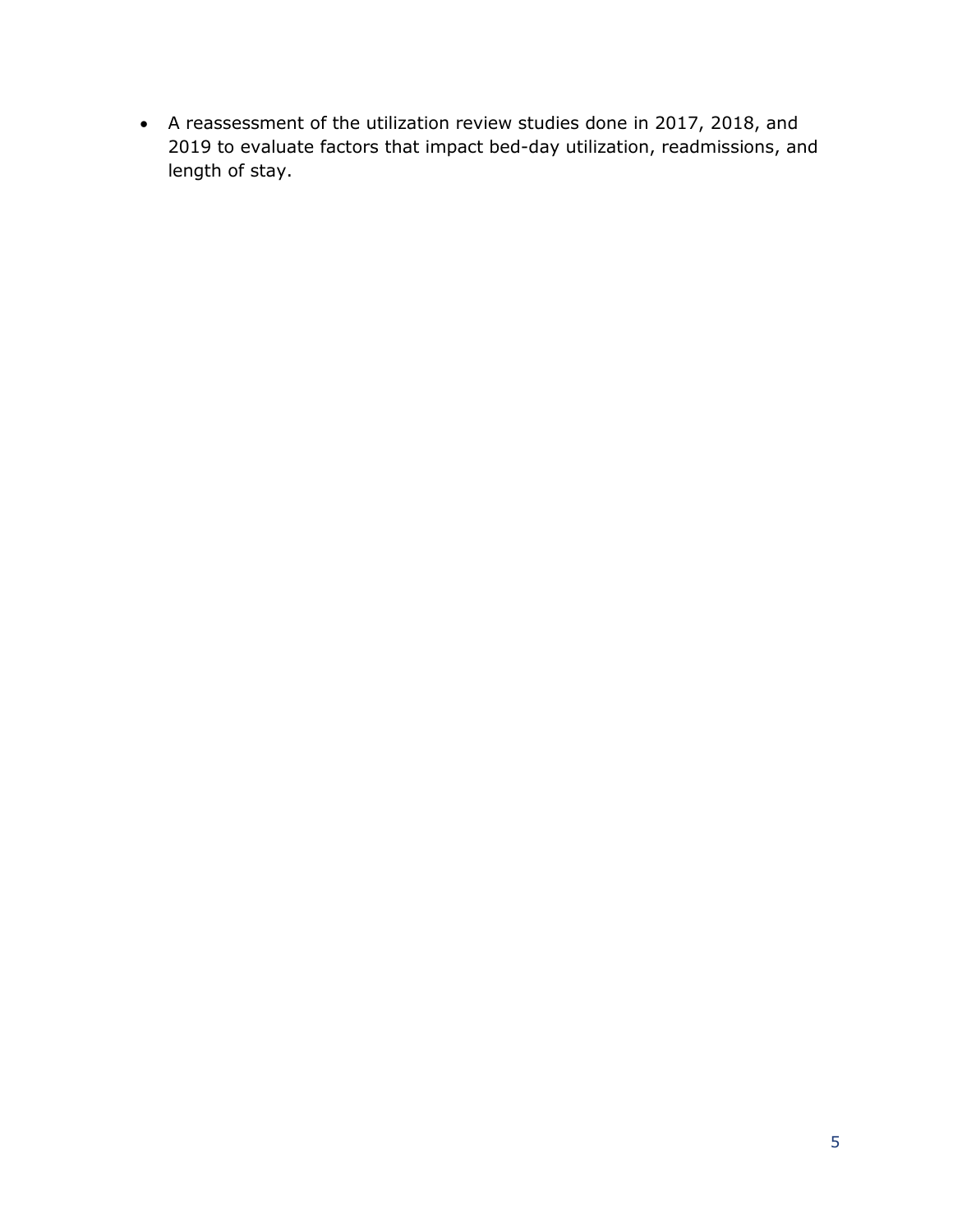- A reassessment of the utilization review studies done in 2017, 2018, and 2019 to evaluate factors that impact bed-day utilization, readmissions, and length of stay.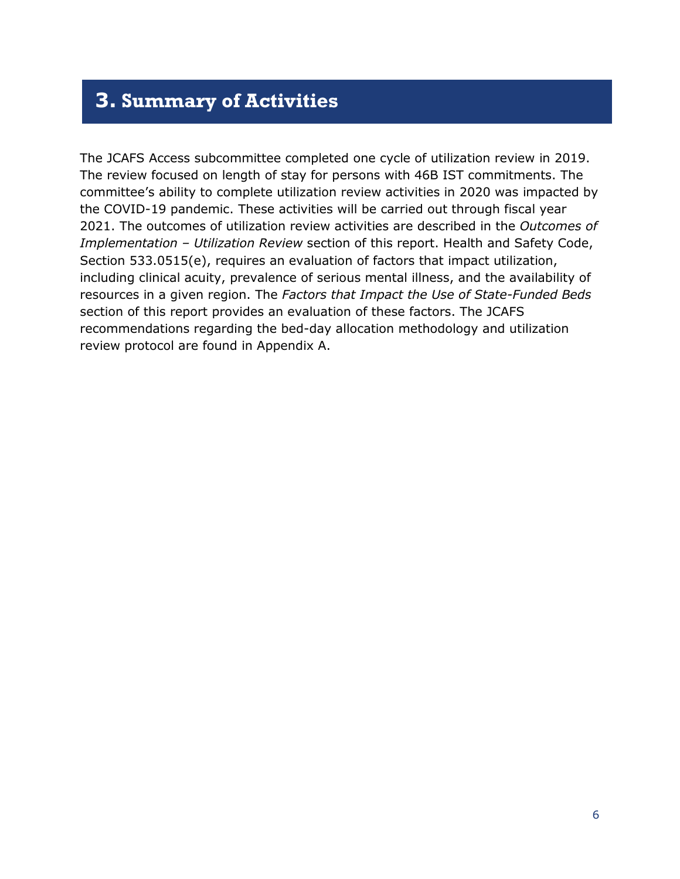# 3. Summary of Activities

The JCAFS Access subcommittee completed one cycle of utilization review in 2019. The review focused on length of stay for persons with 46B IST commitments. The committee's ability to complete utilization review activities in 2020 was impacted by the COVID-19 pandemic. These activities will be carried out through fiscal year 2021. The outcomes of utilization review activities are described in the *Outcomes of Implementation – Utilization Review* section of this report. Health and Safety Code, Section 533.0515(e), requires an evaluation of factors that impact utilization, including clinical acuity, prevalence of serious mental illness, and the availability of resources in a given region. The *Factors that Impact the Use of State-Funded Beds* section of this report provides an evaluation of these factors. The JCAFS recommendations regarding the bed-day allocation methodology and utilization review protocol are found in Appendix A.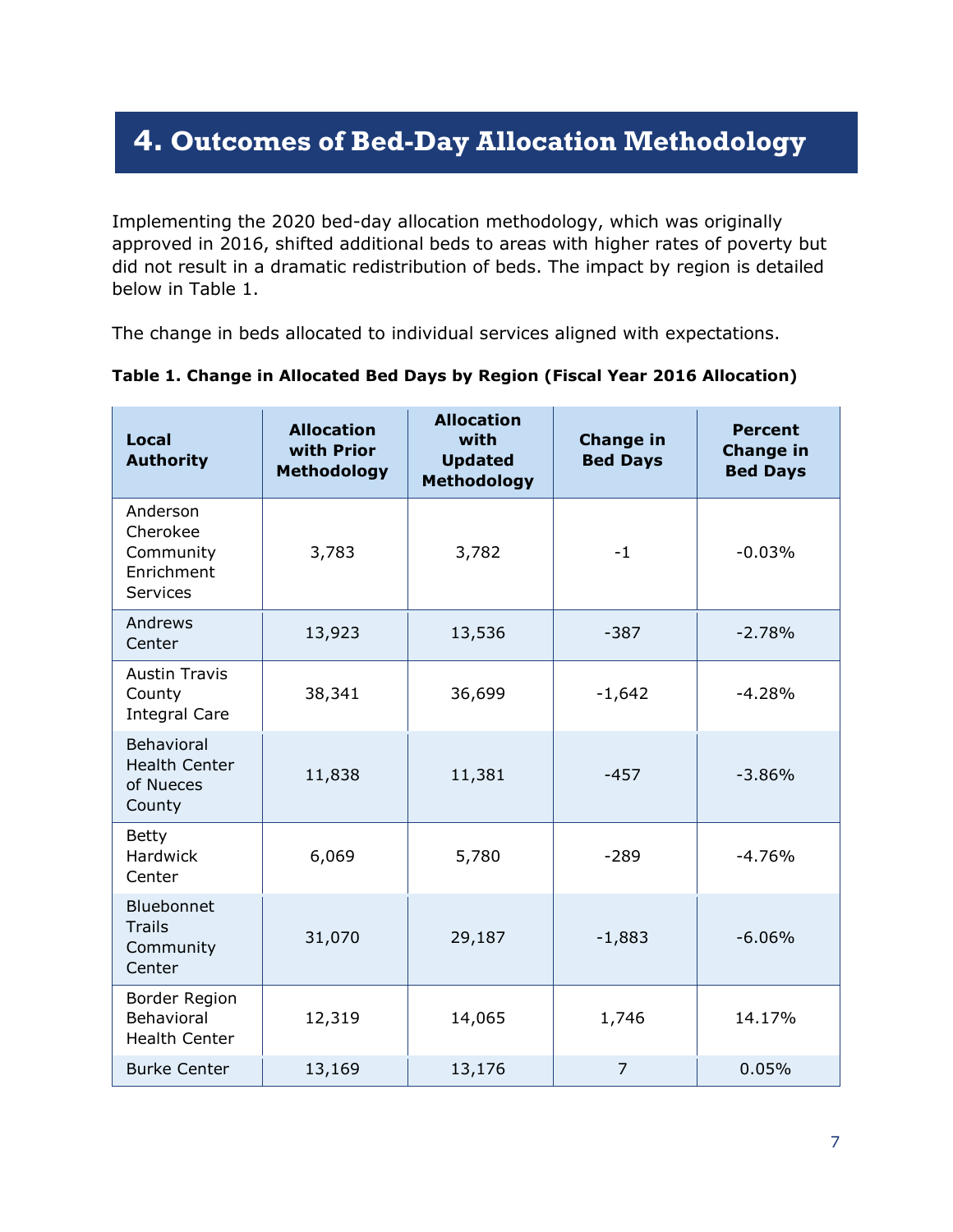# 4. Outcomes of Bed-Day Allocation Methodology

Implementing the 2020 bed-day allocation methodology, which was originally approved in 2016, shifted additional beds to areas with higher rates of poverty but did not result in a dramatic redistribution of beds. The impact by region is detailed below in Table 1.

The change in beds allocated to individual services aligned with expectations.

**Table 1. Change in Allocated Bed Days by Region (Fiscal Year 2016 Allocation)**

| Local Authority | Allocation with Prior Methodology | Allocation with Updated Methodology | Change in Bed Days | Percent Change in Bed Days |
|---|---|---|---|---|
| Anderson Cherokee Community Enrichment Services | 3,783 | 3,782 | -1 | -0.03% |
| Andrews Center | 13,923 | 13,536 | -387 | -2.78% |
| Austin Travis County Integral Care | 38,341 | 36,699 | -1,642 | -4.28% |
| Behavioral Health Center of Nueces County | 11,838 | 11,381 | -457 | -3.86% |
| Betty Hardwick Center | 6,069 | 5,780 | -289 | -4.76% |
| Bluebonnet Trails Community Center | 31,070 | 29,187 | -1,883 | -6.06% |
| Border Region Behavioral Health Center | 12,319 | 14,065 | 1,746 | 14.17% |
| Burke Center | 13,169 | 13,176 | 7 | 0.05% |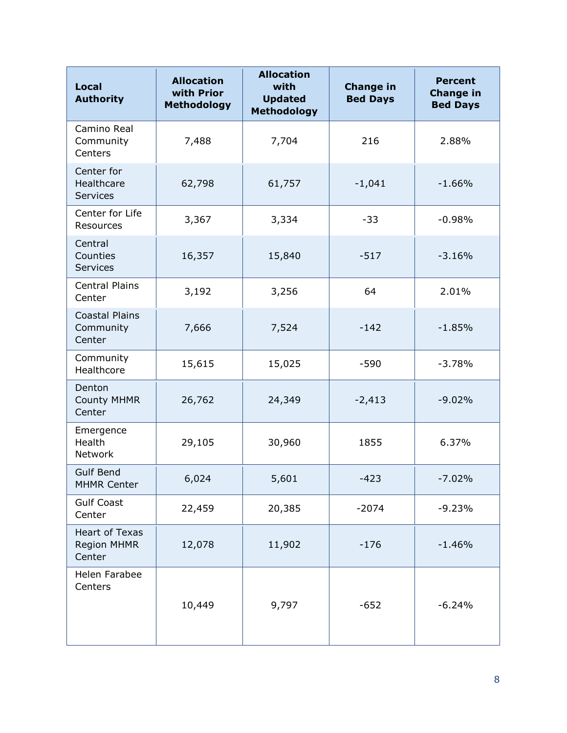| Local Authority | Allocation with Prior Methodology | Allocation with Updated Methodology | Change in Bed Days | Percent Change in Bed Days |
|---|---|---|---|---|
| Camino Real Community Centers | 7,488 | 7,704 | 216 | 2.88% |
| Center for Healthcare Services | 62,798 | 61,757 | -1,041 | -1.66% |
| Center for Life Resources | 3,367 | 3,334 | -33 | -0.98% |
| Central Counties Services | 16,357 | 15,840 | -517 | -3.16% |
| Central Plains Center | 3,192 | 3,256 | 64 | 2.01% |
| Coastal Plains Community Center | 7,666 | 7,524 | -142 | -1.85% |
| Community Healthcore | 15,615 | 15,025 | -590 | -3.78% |
| Denton County MHMR Center | 26,762 | 24,349 | -2,413 | -9.02% |
| Emergence Health Network | 29,105 | 30,960 | 1855 | 6.37% |
| Gulf Bend MHMR Center | 6,024 | 5,601 | -423 | -7.02% |
| Gulf Coast Center | 22,459 | 20,385 | -2074 | -9.23% |
| Heart of Texas Region MHMR Center | 12,078 | 11,902 | -176 | -1.46% |
| Helen Farabee Centers | 10,449 | 9,797 | -652 | -6.24% |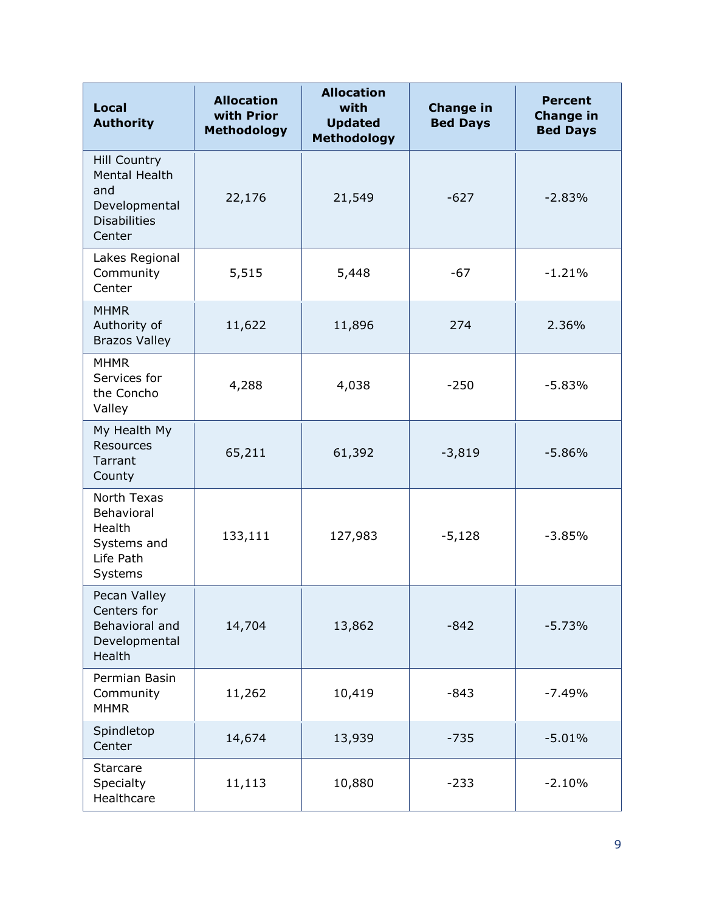| Local Authority | Allocation with Prior Methodology | Allocation with Updated Methodology | Change in Bed Days | Percent Change in Bed Days |
| --- | --- | --- | --- | --- |
| Hill Country Mental Health and Developmental Disabilities Center | 22,176 | 21,549 | -627 | -2.83% |
| Lakes Regional Community Center | 5,515 | 5,448 | -67 | -1.21% |
| MHMR Authority of Brazos Valley | 11,622 | 11,896 | 274 | 2.36% |
| MHMR Services for the Concho Valley | 4,288 | 4,038 | -250 | -5.83% |
| My Health My Resources Tarrant County | 65,211 | 61,392 | -3,819 | -5.86% |
| North Texas Behavioral Health Systems and Life Path Systems | 133,111 | 127,983 | -5,128 | -3.85% |
| Pecan Valley Centers for Behavioral and Developmental Health | 14,704 | 13,862 | -842 | -5.73% |
| Permian Basin Community MHMR | 11,262 | 10,419 | -843 | -7.49% |
| Spindletop Center | 14,674 | 13,939 | -735 | -5.01% |
| Starcare Specialty Healthcare | 11,113 | 10,880 | -233 | -2.10% |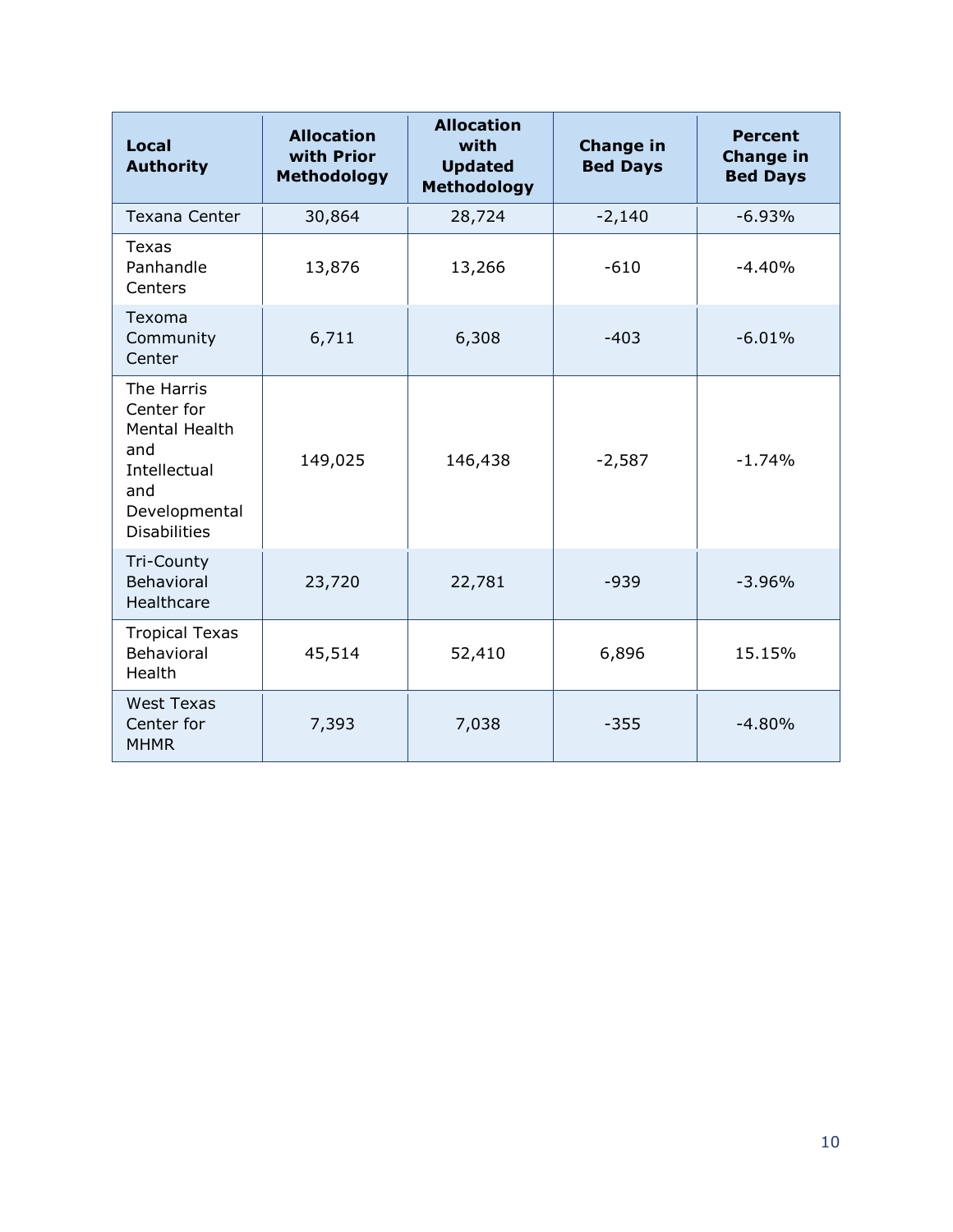| Local Authority | Allocation with Prior Methodology | Allocation with Updated Methodology | Change in Bed Days | Percent Change in Bed Days |
|---|---|---|---|---|
| Texana Center | 30,864 | 28,724 | -2,140 | -6.93% |
| Texas Panhandle Centers | 13,876 | 13,266 | -610 | -4.40% |
| Texoma Community Center | 6,711 | 6,308 | -403 | -6.01% |
| The Harris Center for Mental Health and Intellectual and Developmental Disabilities | 149,025 | 146,438 | -2,587 | -1.74% |
| Tri-County Behavioral Healthcare | 23,720 | 22,781 | -939 | -3.96% |
| Tropical Texas Behavioral Health | 45,514 | 52,410 | 6,896 | 15.15% |
| West Texas Center for MHMR | 7,393 | 7,038 | -355 | -4.80% |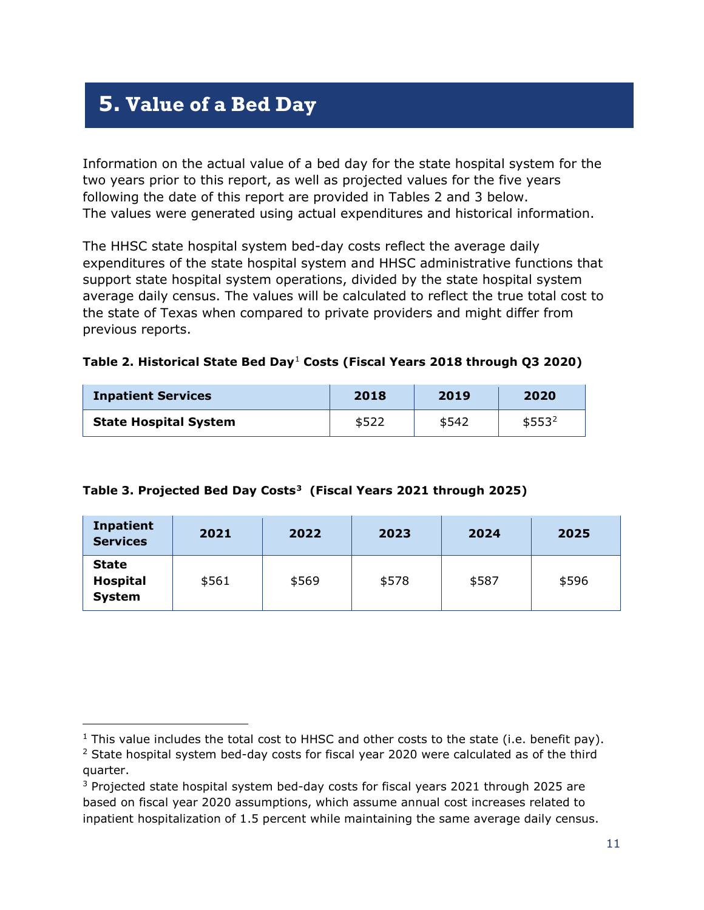# 5. Value of a Bed Day

Information on the actual value of a bed day for the state hospital system for the two years prior to this report, as well as projected values for the five years following the date of this report are provided in Tables 2 and 3 below. The values were generated using actual expenditures and historical information.

The HHSC state hospital system bed-day costs reflect the average daily expenditures of the state hospital system and HHSC administrative functions that support state hospital system operations, divided by the state hospital system average daily census. The values will be calculated to reflect the true total cost to the state of Texas when compared to private providers and might differ from previous reports.

**Table 2. Historical State Bed Day[1] Costs (Fiscal Years 2018 through Q3 2020)**

| Inpatient Services | 2018 | 2019 | 2020 |
|---|---|---|---|
| **State Hospital System** | $522 | $542 | $553[2] |

**Table 3. Projected Bed Day Costs[3] (Fiscal Years 2021 through 2025)**

| Inpatient Services | 2021 | 2022 | 2023 | 2024 | 2025 |
|---|---|---|---|---|---|
| **State Hospital System** | $561 | $569 | $578 | $587 | $596 |

[1] This value includes the total cost to HHSC and other costs to the state (i.e. benefit pay).

[2] State hospital system bed-day costs for fiscal year 2020 were calculated as of the third quarter.

[3] Projected state hospital system bed-day costs for fiscal years 2021 through 2025 are based on fiscal year 2020 assumptions, which assume annual cost increases related to inpatient hospitalization of 1.5 percent while maintaining the same average daily census.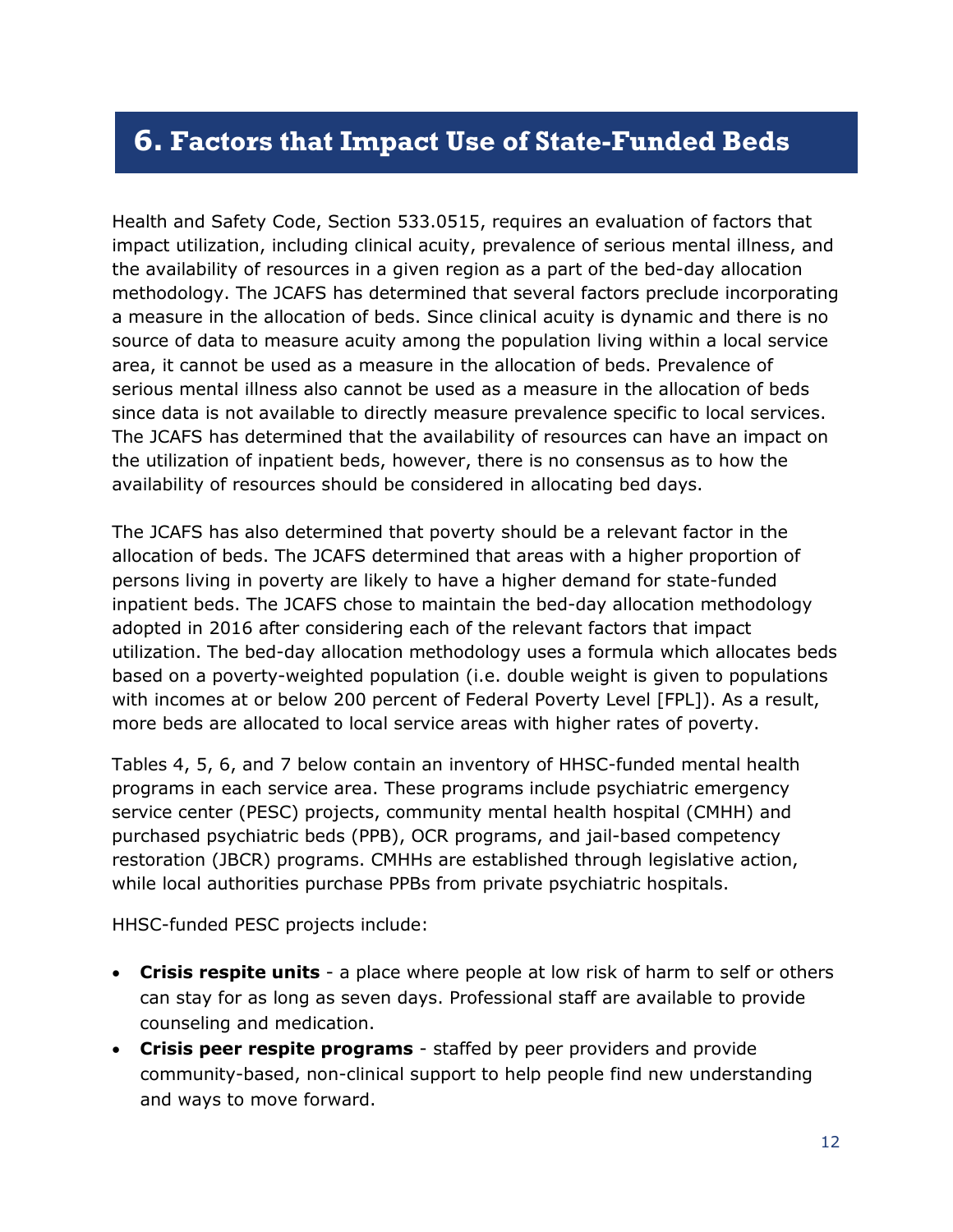# 6. Factors that Impact Use of State-Funded Beds

Health and Safety Code, Section 533.0515, requires an evaluation of factors that impact utilization, including clinical acuity, prevalence of serious mental illness, and the availability of resources in a given region as a part of the bed-day allocation methodology. The JCAFS has determined that several factors preclude incorporating a measure in the allocation of beds. Since clinical acuity is dynamic and there is no source of data to measure acuity among the population living within a local service area, it cannot be used as a measure in the allocation of beds. Prevalence of serious mental illness also cannot be used as a measure in the allocation of beds since data is not available to directly measure prevalence specific to local services. The JCAFS has determined that the availability of resources can have an impact on the utilization of inpatient beds, however, there is no consensus as to how the availability of resources should be considered in allocating bed days.

The JCAFS has also determined that poverty should be a relevant factor in the allocation of beds. The JCAFS determined that areas with a higher proportion of persons living in poverty are likely to have a higher demand for state-funded inpatient beds. The JCAFS chose to maintain the bed-day allocation methodology adopted in 2016 after considering each of the relevant factors that impact utilization. The bed-day allocation methodology uses a formula which allocates beds based on a poverty-weighted population (i.e. double weight is given to populations with incomes at or below 200 percent of Federal Poverty Level [FPL]). As a result, more beds are allocated to local service areas with higher rates of poverty.

Tables 4, 5, 6, and 7 below contain an inventory of HHSC-funded mental health programs in each service area. These programs include psychiatric emergency service center (PESC) projects, community mental health hospital (CMHH) and purchased psychiatric beds (PPB), OCR programs, and jail-based competency restoration (JBCR) programs. CMHHs are established through legislative action, while local authorities purchase PPBs from private psychiatric hospitals.

HHSC-funded PESC projects include:

- **Crisis respite units** - a place where people at low risk of harm to self or others can stay for as long as seven days. Professional staff are available to provide counseling and medication.
- **Crisis peer respite programs** - staffed by peer providers and provide community-based, non-clinical support to help people find new understanding and ways to move forward.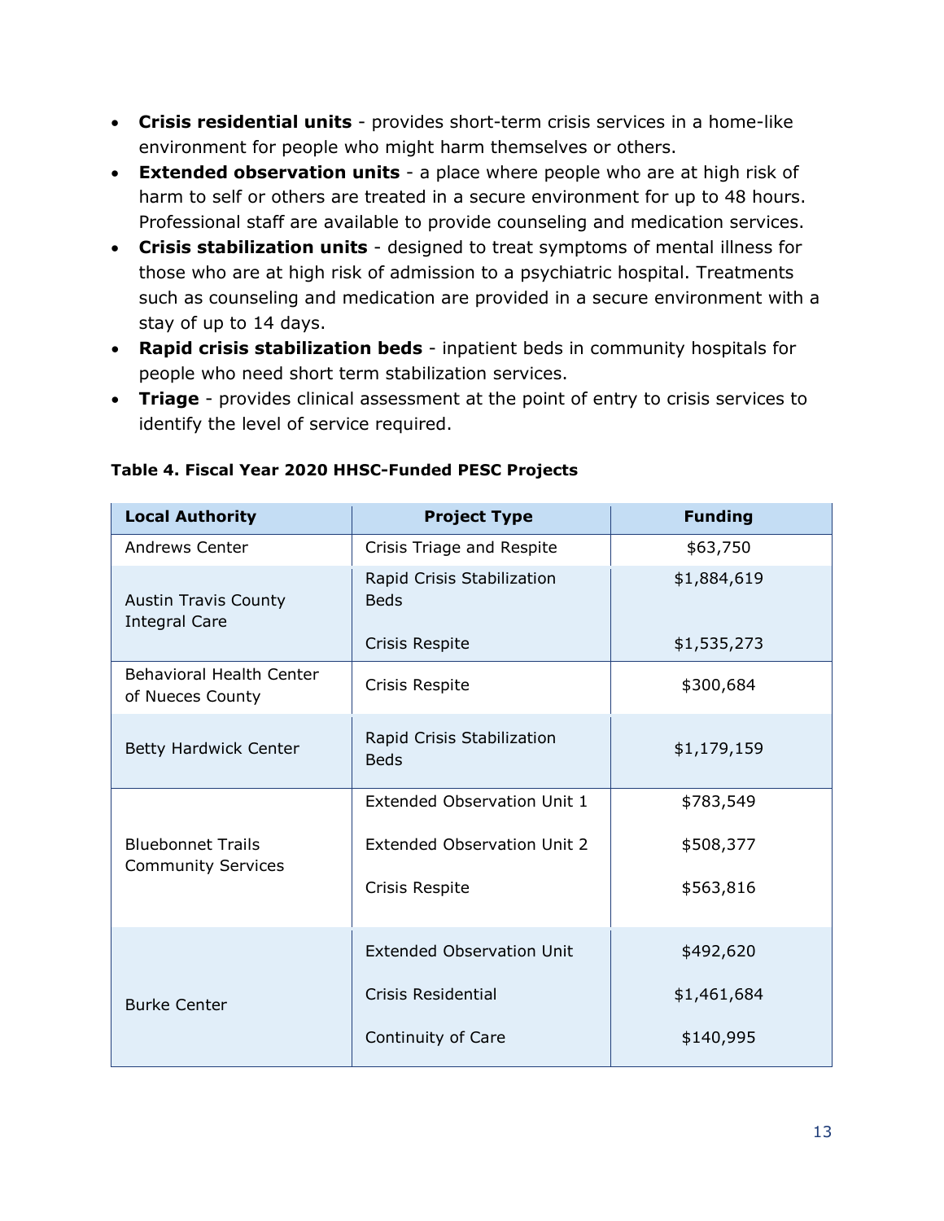- **Crisis residential units** - provides short-term crisis services in a home-like environment for people who might harm themselves or others.
- **Extended observation units** - a place where people who are at high risk of harm to self or others are treated in a secure environment for up to 48 hours. Professional staff are available to provide counseling and medication services.
- **Crisis stabilization units** - designed to treat symptoms of mental illness for those who are at high risk of admission to a psychiatric hospital. Treatments such as counseling and medication are provided in a secure environment with a stay of up to 14 days.
- **Rapid crisis stabilization beds** - inpatient beds in community hospitals for people who need short term stabilization services.
- **Triage** - provides clinical assessment at the point of entry to crisis services to identify the level of service required.

**Table 4. Fiscal Year 2020 HHSC-Funded PESC Projects**

| Local Authority | Project Type | Funding |
|---|---|---|
| Andrews Center | Crisis Triage and Respite | $63,750 |
| Austin Travis County Integral Care | Rapid Crisis Stabilization Beds | $1,884,619 |
| | Crisis Respite | $1,535,273 |
| Behavioral Health Center of Nueces County | Crisis Respite | $300,684 |
| Betty Hardwick Center | Rapid Crisis Stabilization Beds | $1,179,159 |
| Bluebonnet Trails Community Services | Extended Observation Unit 1 | $783,549 |
| | Extended Observation Unit 2 | $508,377 |
| | Crisis Respite | $563,816 |
| Burke Center | Extended Observation Unit | $492,620 |
| | Crisis Residential | $1,461,684 |
| | Continuity of Care | $140,995 |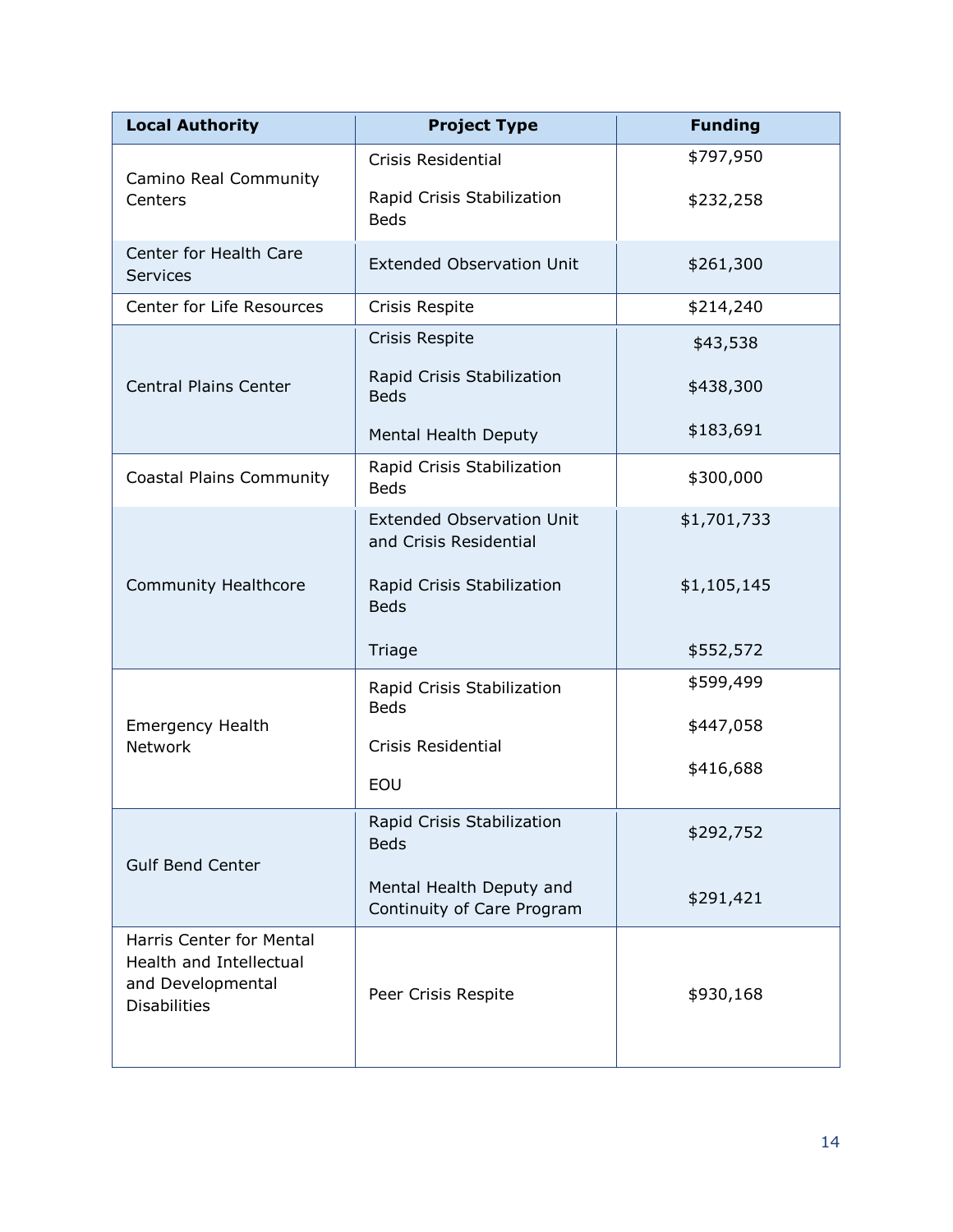| Local Authority | Project Type | Funding |
|---|---|---|
| Camino Real Community Centers | Crisis Residential | $797,950 |
| | Rapid Crisis Stabilization Beds | $232,258 |
| Center for Health Care Services | Extended Observation Unit | $261,300 |
| Center for Life Resources | Crisis Respite | $214,240 |
| Central Plains Center | Crisis Respite | $43,538 |
| | Rapid Crisis Stabilization Beds | $438,300 |
| | Mental Health Deputy | $183,691 |
| Coastal Plains Community | Rapid Crisis Stabilization Beds | $300,000 |
| Community Healthcore | Extended Observation Unit and Crisis Residential | $1,701,733 |
| | Rapid Crisis Stabilization Beds | $1,105,145 |
| | Triage | $552,572 |
| Emergency Health Network | Rapid Crisis Stabilization Beds | $599,499 |
| | Crisis Residential | $447,058 |
| | EOU | $416,688 |
| Gulf Bend Center | Rapid Crisis Stabilization Beds | $292,752 |
| | Mental Health Deputy and Continuity of Care Program | $291,421 |
| Harris Center for Mental Health and Intellectual and Developmental Disabilities | Peer Crisis Respite | $930,168 |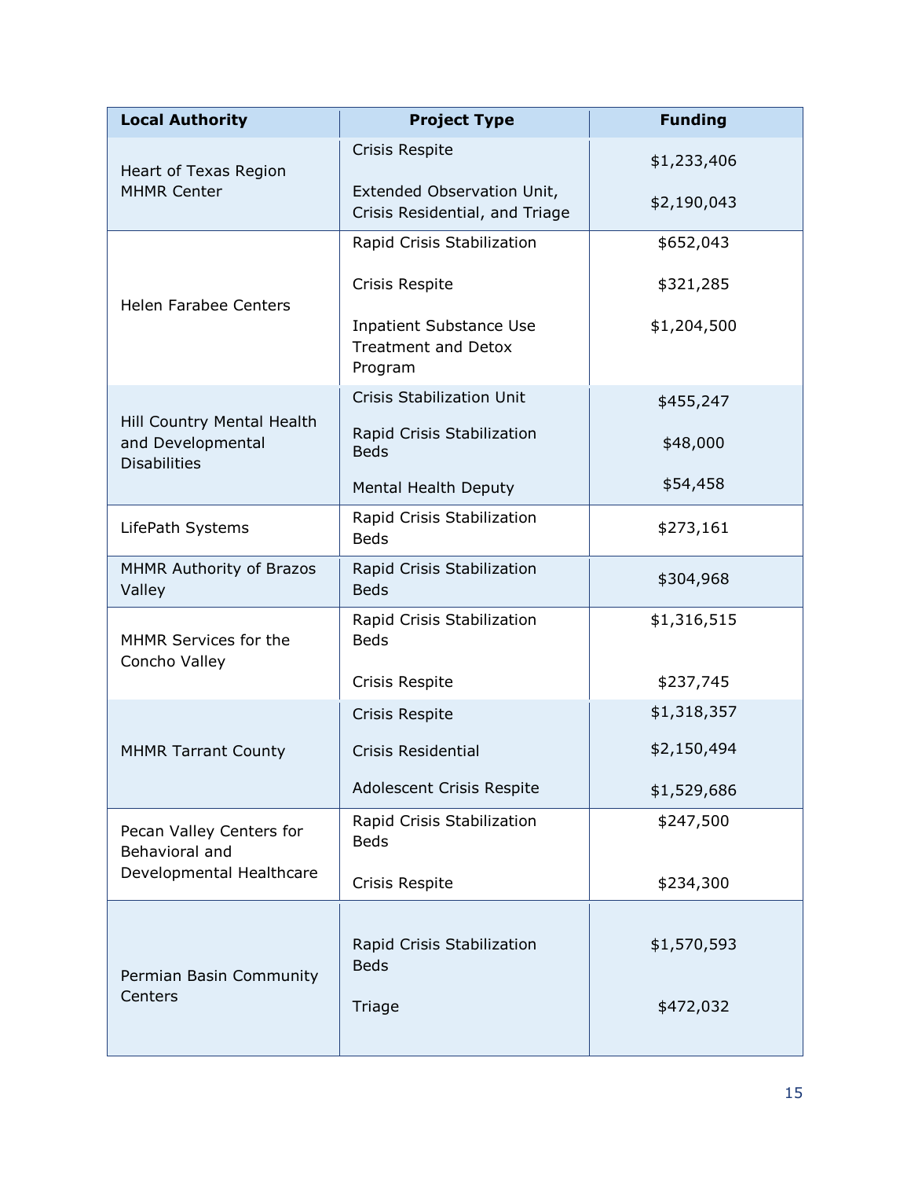| Local Authority | Project Type | Funding |
|---|---|---|
| Heart of Texas Region MHMR Center | Crisis Respite | $1,233,406 |
| | Extended Observation Unit, Crisis Residential, and Triage | $2,190,043 |
| Helen Farabee Centers | Rapid Crisis Stabilization | $652,043 |
| | Crisis Respite | $321,285 |
| | Inpatient Substance Use Treatment and Detox Program | $1,204,500 |
| Hill Country Mental Health and Developmental Disabilities | Crisis Stabilization Unit | $455,247 |
| | Rapid Crisis Stabilization Beds | $48,000 |
| | Mental Health Deputy | $54,458 |
| LifePath Systems | Rapid Crisis Stabilization Beds | $273,161 |
| MHMR Authority of Brazos Valley | Rapid Crisis Stabilization Beds | $304,968 |
| MHMR Services for the Concho Valley | Rapid Crisis Stabilization Beds | $1,316,515 |
| | Crisis Respite | $237,745 |
| MHMR Tarrant County | Crisis Respite | $1,318,357 |
| | Crisis Residential | $2,150,494 |
| | Adolescent Crisis Respite | $1,529,686 |
| Pecan Valley Centers for Behavioral and Developmental Healthcare | Rapid Crisis Stabilization Beds | $247,500 |
| | Crisis Respite | $234,300 |
| Permian Basin Community Centers | Rapid Crisis Stabilization Beds | $1,570,593 |
| | Triage | $472,032 |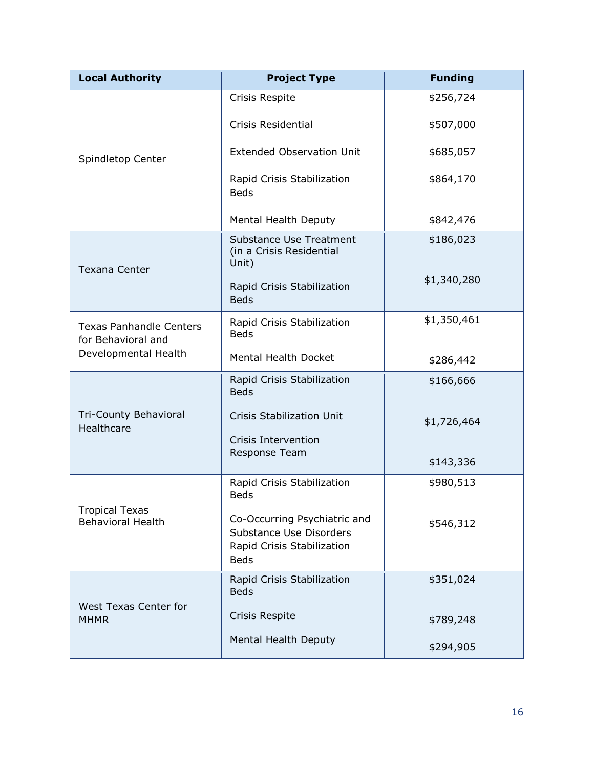| Local Authority | Project Type | Funding |
|---|---|---|
| Spindletop Center | Crisis Respite | $256,724 |
| | Crisis Residential | $507,000 |
| | Extended Observation Unit | $685,057 |
| | Rapid Crisis Stabilization Beds | $864,170 |
| | Mental Health Deputy | $842,476 |
| Texana Center | Substance Use Treatment (in a Crisis Residential Unit) | $186,023 |
| | Rapid Crisis Stabilization Beds | $1,340,280 |
| Texas Panhandle Centers for Behavioral and Developmental Health | Rapid Crisis Stabilization Beds | $1,350,461 |
| | Mental Health Docket | $286,442 |
| Tri-County Behavioral Healthcare | Rapid Crisis Stabilization Beds | $166,666 |
| | Crisis Stabilization Unit | $1,726,464 |
| | Crisis Intervention Response Team | $143,336 |
| Tropical Texas Behavioral Health | Rapid Crisis Stabilization Beds | $980,513 |
| | Co-Occurring Psychiatric and Substance Use Disorders Rapid Crisis Stabilization Beds | $546,312 |
| West Texas Center for MHMR | Rapid Crisis Stabilization Beds | $351,024 |
| | Crisis Respite | $789,248 |
| | Mental Health Deputy | $294,905 |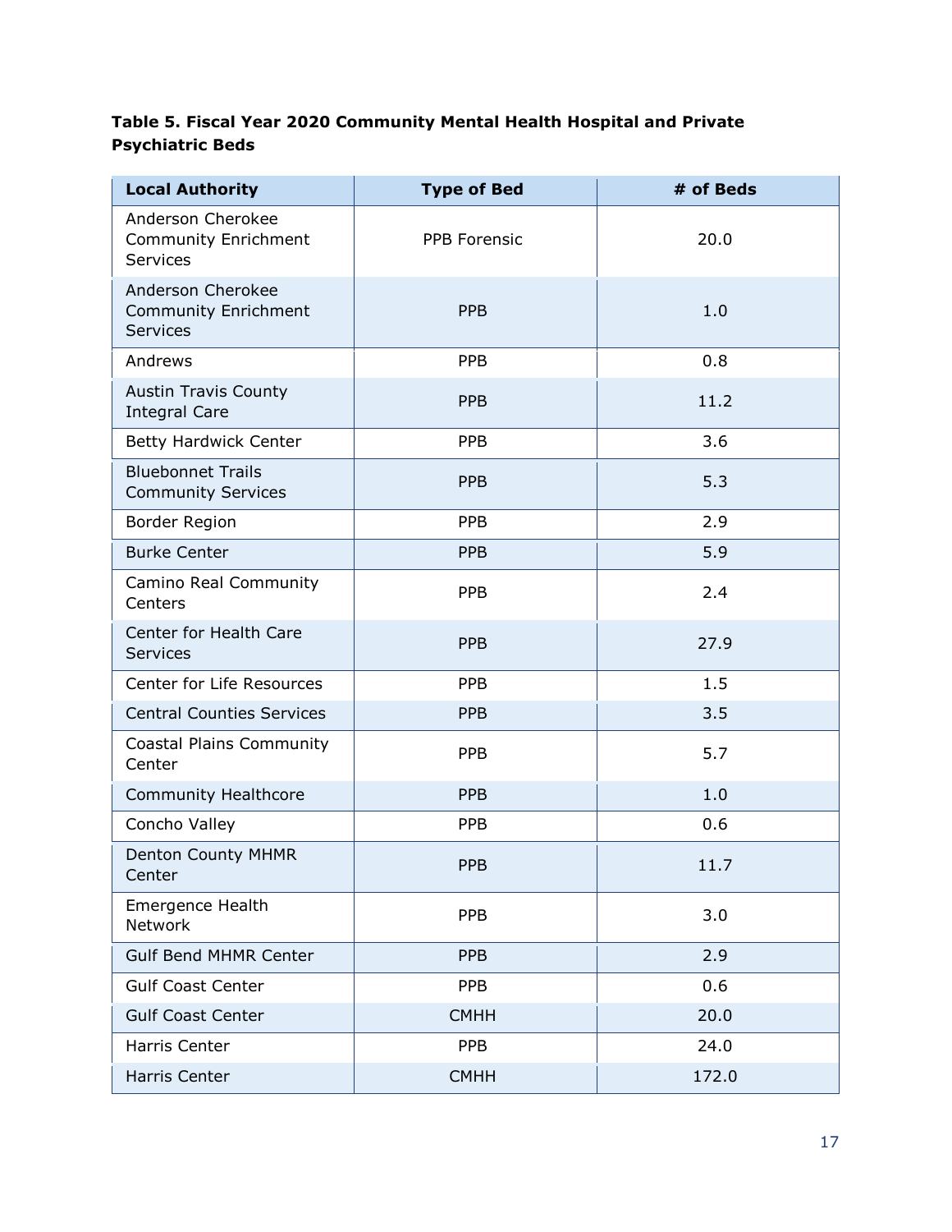**Table 5. Fiscal Year 2020 Community Mental Health Hospital and Private Psychiatric Beds**

| Local Authority | Type of Bed | # of Beds |
|---|---|---|
| Anderson Cherokee Community Enrichment Services | PPB Forensic | 20.0 |
| Anderson Cherokee Community Enrichment Services | PPB | 1.0 |
| Andrews | PPB | 0.8 |
| Austin Travis County Integral Care | PPB | 11.2 |
| Betty Hardwick Center | PPB | 3.6 |
| Bluebonnet Trails Community Services | PPB | 5.3 |
| Border Region | PPB | 2.9 |
| Burke Center | PPB | 5.9 |
| Camino Real Community Centers | PPB | 2.4 |
| Center for Health Care Services | PPB | 27.9 |
| Center for Life Resources | PPB | 1.5 |
| Central Counties Services | PPB | 3.5 |
| Coastal Plains Community Center | PPB | 5.7 |
| Community Healthcore | PPB | 1.0 |
| Concho Valley | PPB | 0.6 |
| Denton County MHMR Center | PPB | 11.7 |
| Emergence Health Network | PPB | 3.0 |
| Gulf Bend MHMR Center | PPB | 2.9 |
| Gulf Coast Center | PPB | 0.6 |
| Gulf Coast Center | CMHH | 20.0 |
| Harris Center | PPB | 24.0 |
| Harris Center | CMHH | 172.0 |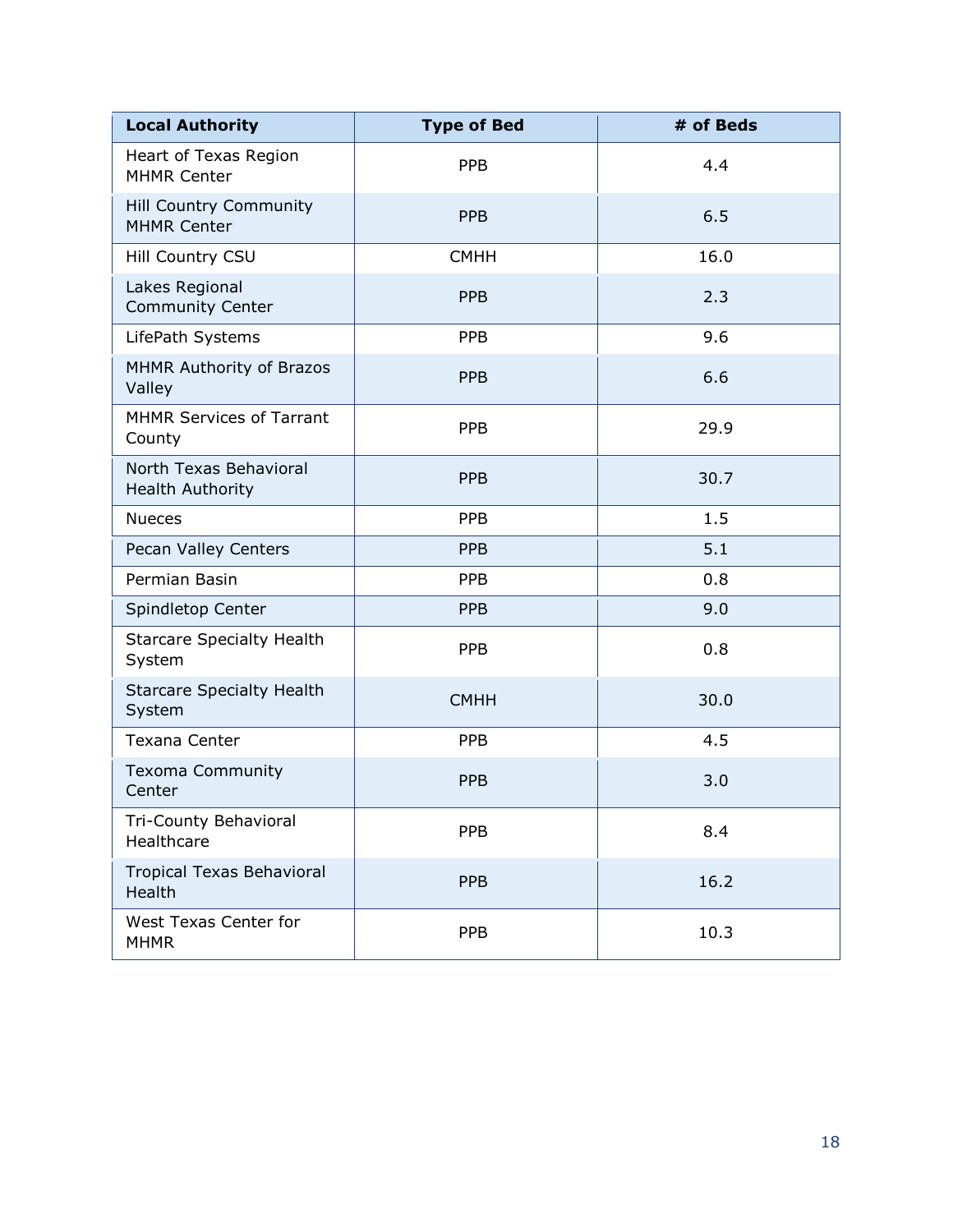| Local Authority | Type of Bed | # of Beds |
| --- | --- | --- |
| Heart of Texas Region MHMR Center | PPB | 4.4 |
| Hill Country Community MHMR Center | PPB | 6.5 |
| Hill Country CSU | CMHH | 16.0 |
| Lakes Regional Community Center | PPB | 2.3 |
| LifePath Systems | PPB | 9.6 |
| MHMR Authority of Brazos Valley | PPB | 6.6 |
| MHMR Services of Tarrant County | PPB | 29.9 |
| North Texas Behavioral Health Authority | PPB | 30.7 |
| Nueces | PPB | 1.5 |
| Pecan Valley Centers | PPB | 5.1 |
| Permian Basin | PPB | 0.8 |
| Spindletop Center | PPB | 9.0 |
| Starcare Specialty Health System | PPB | 0.8 |
| Starcare Specialty Health System | CMHH | 30.0 |
| Texana Center | PPB | 4.5 |
| Texoma Community Center | PPB | 3.0 |
| Tri-County Behavioral Healthcare | PPB | 8.4 |
| Tropical Texas Behavioral Health | PPB | 16.2 |
| West Texas Center for MHMR | PPB | 10.3 |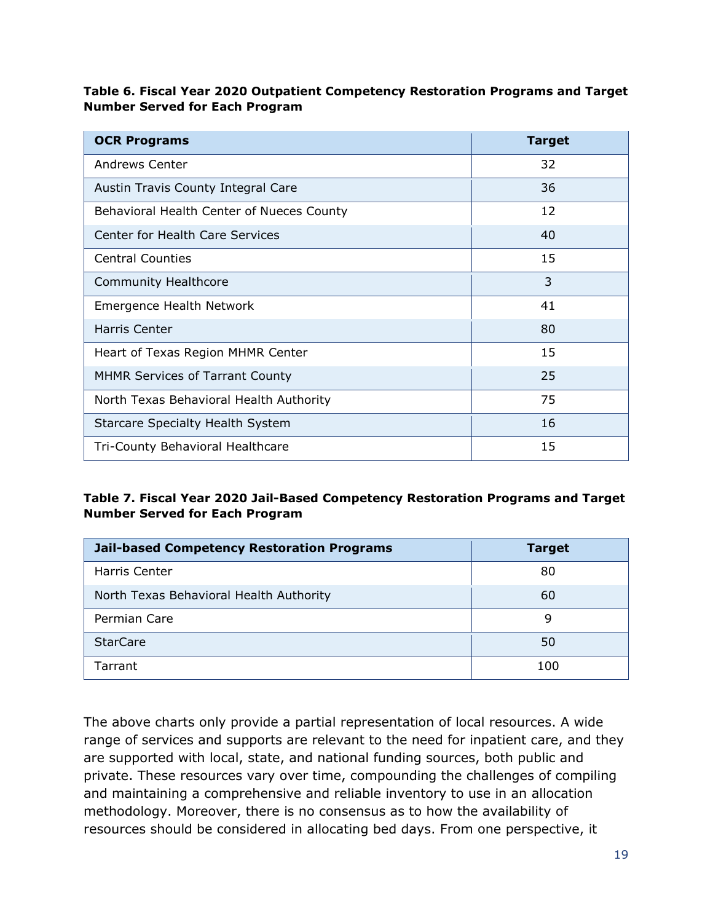**Table 6. Fiscal Year 2020 Outpatient Competency Restoration Programs and Target Number Served for Each Program**

| OCR Programs | Target |
|---|---|
| Andrews Center | 32 |
| Austin Travis County Integral Care | 36 |
| Behavioral Health Center of Nueces County | 12 |
| Center for Health Care Services | 40 |
| Central Counties | 15 |
| Community Healthcore | 3 |
| Emergence Health Network | 41 |
| Harris Center | 80 |
| Heart of Texas Region MHMR Center | 15 |
| MHMR Services of Tarrant County | 25 |
| North Texas Behavioral Health Authority | 75 |
| Starcare Specialty Health System | 16 |
| Tri-County Behavioral Healthcare | 15 |

**Table 7. Fiscal Year 2020 Jail-Based Competency Restoration Programs and Target Number Served for Each Program**

| Jail-based Competency Restoration Programs | Target |
|---|---|
| Harris Center | 80 |
| North Texas Behavioral Health Authority | 60 |
| Permian Care | 9 |
| StarCare | 50 |
| Tarrant | 100 |

The above charts only provide a partial representation of local resources. A wide range of services and supports are relevant to the need for inpatient care, and they are supported with local, state, and national funding sources, both public and private. These resources vary over time, compounding the challenges of compiling and maintaining a comprehensive and reliable inventory to use in an allocation methodology. Moreover, there is no consensus as to how the availability of resources should be considered in allocating bed days. From one perspective, it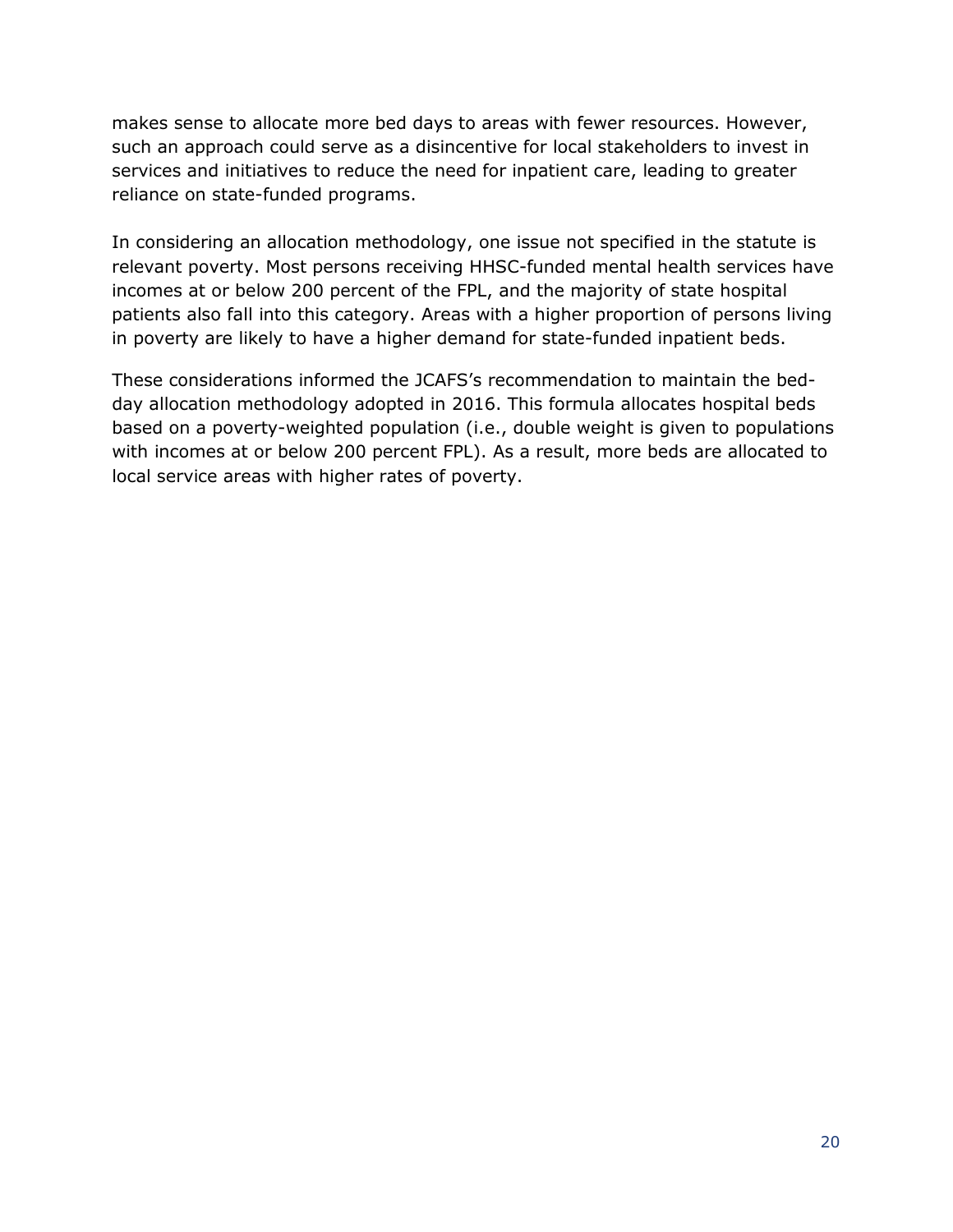makes sense to allocate more bed days to areas with fewer resources. However, such an approach could serve as a disincentive for local stakeholders to invest in services and initiatives to reduce the need for inpatient care, leading to greater reliance on state-funded programs.

In considering an allocation methodology, one issue not specified in the statute is relevant poverty. Most persons receiving HHSC-funded mental health services have incomes at or below 200 percent of the FPL, and the majority of state hospital patients also fall into this category. Areas with a higher proportion of persons living in poverty are likely to have a higher demand for state-funded inpatient beds.

These considerations informed the JCAFS's recommendation to maintain the bed-day allocation methodology adopted in 2016. This formula allocates hospital beds based on a poverty-weighted population (i.e., double weight is given to populations with incomes at or below 200 percent FPL). As a result, more beds are allocated to local service areas with higher rates of poverty.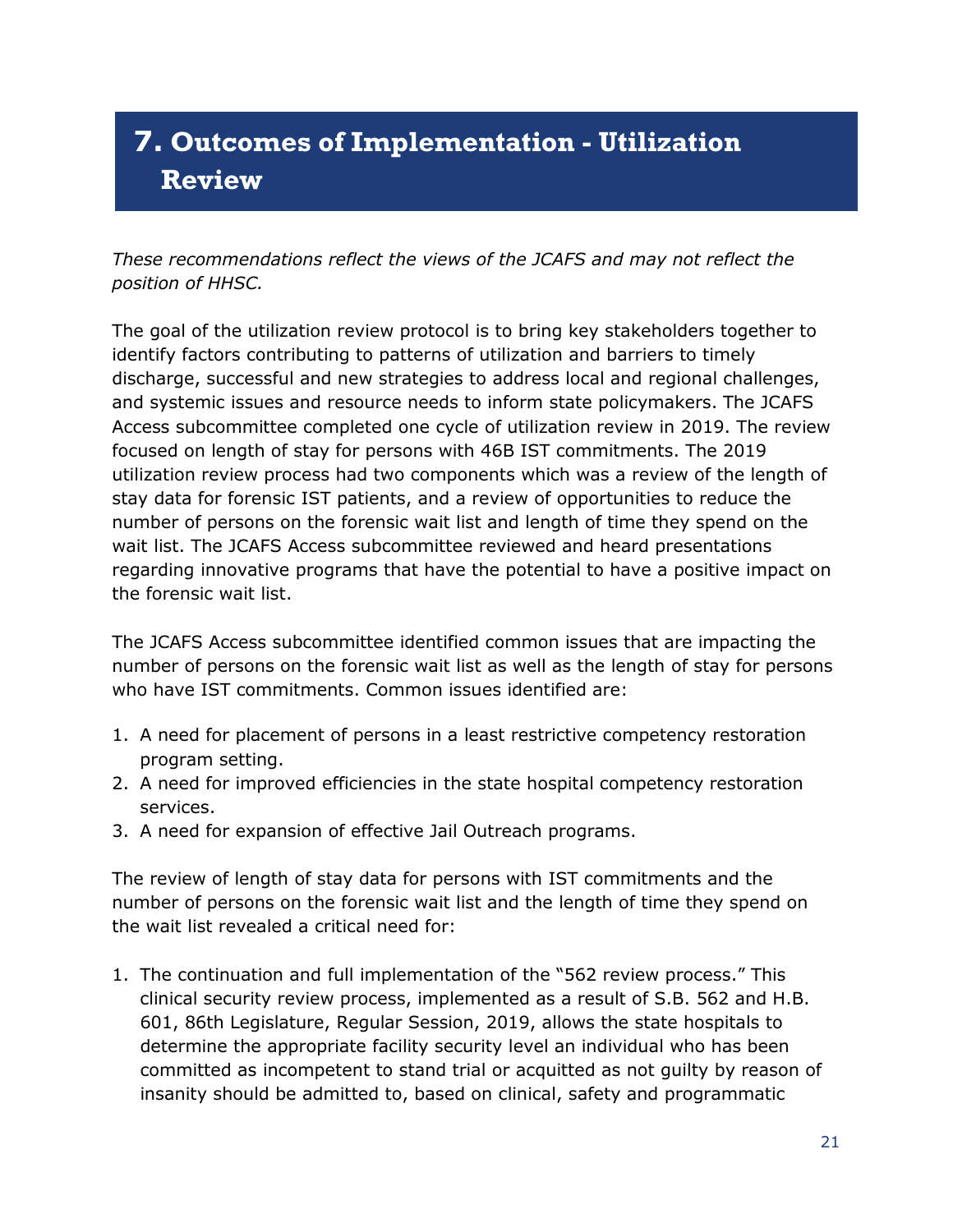# 7. Outcomes of Implementation - Utilization Review

*These recommendations reflect the views of the JCAFS and may not reflect the position of HHSC.*

The goal of the utilization review protocol is to bring key stakeholders together to identify factors contributing to patterns of utilization and barriers to timely discharge, successful and new strategies to address local and regional challenges, and systemic issues and resource needs to inform state policymakers. The JCAFS Access subcommittee completed one cycle of utilization review in 2019. The review focused on length of stay for persons with 46B IST commitments. The 2019 utilization review process had two components which was a review of the length of stay data for forensic IST patients, and a review of opportunities to reduce the number of persons on the forensic wait list and length of time they spend on the wait list. The JCAFS Access subcommittee reviewed and heard presentations regarding innovative programs that have the potential to have a positive impact on the forensic wait list.

The JCAFS Access subcommittee identified common issues that are impacting the number of persons on the forensic wait list as well as the length of stay for persons who have IST commitments. Common issues identified are:

1. A need for placement of persons in a least restrictive competency restoration program setting.
2. A need for improved efficiencies in the state hospital competency restoration services.
3. A need for expansion of effective Jail Outreach programs.

The review of length of stay data for persons with IST commitments and the number of persons on the forensic wait list and the length of time they spend on the wait list revealed a critical need for:

1. The continuation and full implementation of the "562 review process." This clinical security review process, implemented as a result of S.B. 562 and H.B. 601, 86th Legislature, Regular Session, 2019, allows the state hospitals to determine the appropriate facility security level an individual who has been committed as incompetent to stand trial or acquitted as not guilty by reason of insanity should be admitted to, based on clinical, safety and programmatic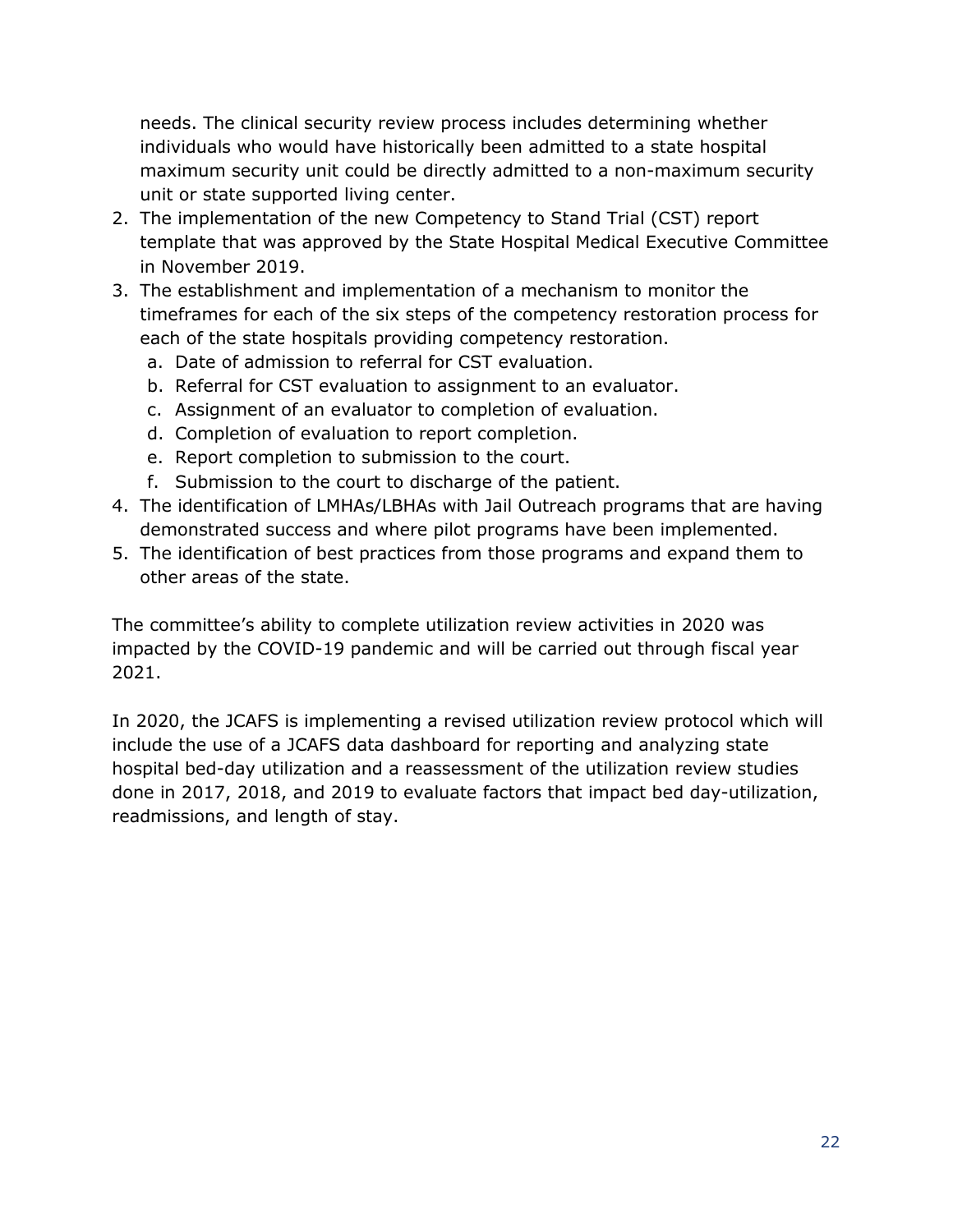needs. The clinical security review process includes determining whether individuals who would have historically been admitted to a state hospital maximum security unit could be directly admitted to a non-maximum security unit or state supported living center.

2. The implementation of the new Competency to Stand Trial (CST) report template that was approved by the State Hospital Medical Executive Committee in November 2019.
3. The establishment and implementation of a mechanism to monitor the timeframes for each of the six steps of the competency restoration process for each of the state hospitals providing competency restoration.
   a. Date of admission to referral for CST evaluation.
   b. Referral for CST evaluation to assignment to an evaluator.
   c. Assignment of an evaluator to completion of evaluation.
   d. Completion of evaluation to report completion.
   e. Report completion to submission to the court.
   f. Submission to the court to discharge of the patient.
4. The identification of LMHAs/LBHAs with Jail Outreach programs that are having demonstrated success and where pilot programs have been implemented.
5. The identification of best practices from those programs and expand them to other areas of the state.

The committee's ability to complete utilization review activities in 2020 was impacted by the COVID-19 pandemic and will be carried out through fiscal year 2021.

In 2020, the JCAFS is implementing a revised utilization review protocol which will include the use of a JCAFS data dashboard for reporting and analyzing state hospital bed-day utilization and a reassessment of the utilization review studies done in 2017, 2018, and 2019 to evaluate factors that impact bed day-utilization, readmissions, and length of stay.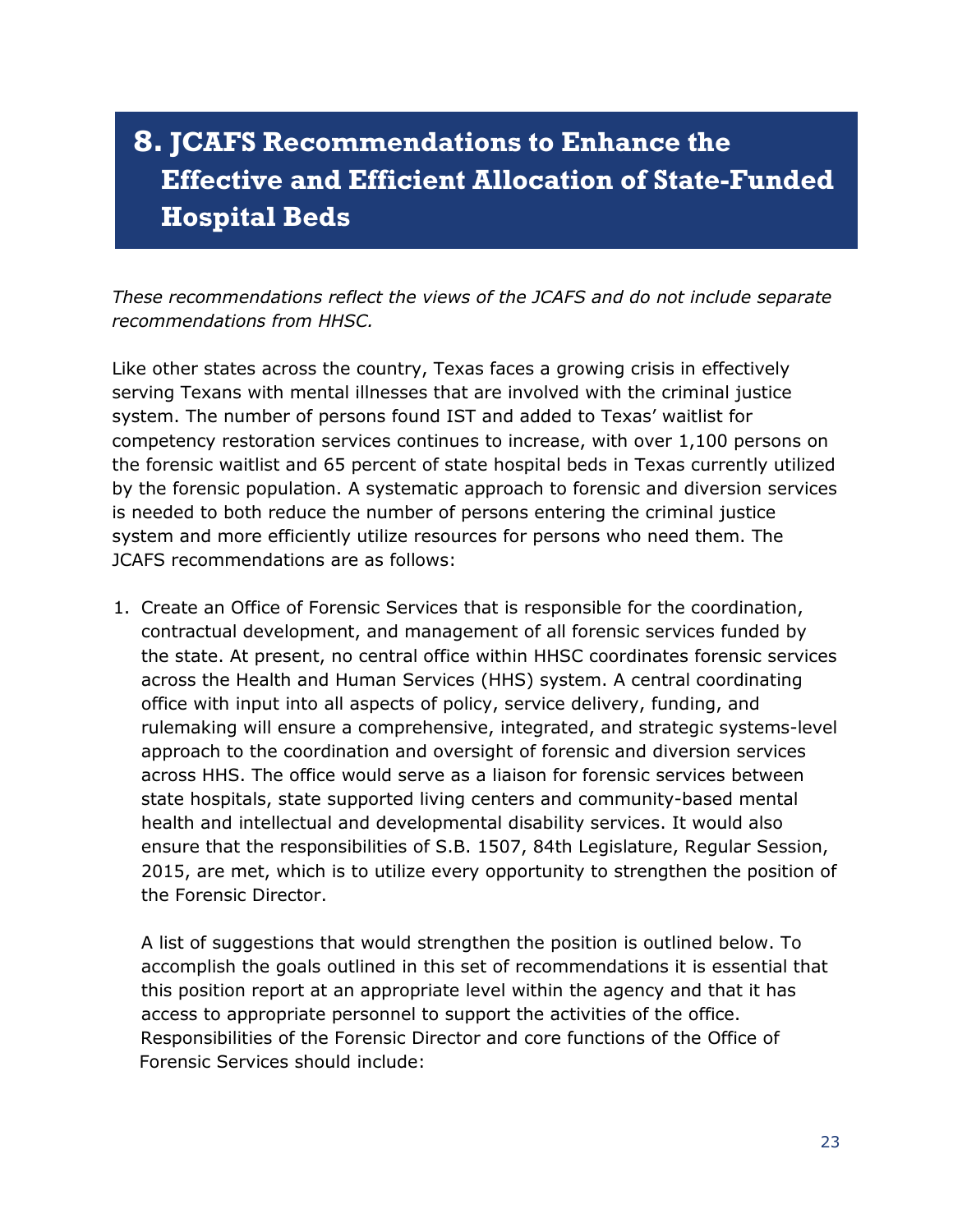# 8. JCAFS Recommendations to Enhance the Effective and Efficient Allocation of State-Funded Hospital Beds

*These recommendations reflect the views of the JCAFS and do not include separate recommendations from HHSC.*

Like other states across the country, Texas faces a growing crisis in effectively serving Texans with mental illnesses that are involved with the criminal justice system. The number of persons found IST and added to Texas' waitlist for competency restoration services continues to increase, with over 1,100 persons on the forensic waitlist and 65 percent of state hospital beds in Texas currently utilized by the forensic population. A systematic approach to forensic and diversion services is needed to both reduce the number of persons entering the criminal justice system and more efficiently utilize resources for persons who need them. The JCAFS recommendations are as follows:

1. Create an Office of Forensic Services that is responsible for the coordination, contractual development, and management of all forensic services funded by the state. At present, no central office within HHSC coordinates forensic services across the Health and Human Services (HHS) system. A central coordinating office with input into all aspects of policy, service delivery, funding, and rulemaking will ensure a comprehensive, integrated, and strategic systems-level approach to the coordination and oversight of forensic and diversion services across HHS. The office would serve as a liaison for forensic services between state hospitals, state supported living centers and community-based mental health and intellectual and developmental disability services. It would also ensure that the responsibilities of S.B. 1507, 84th Legislature, Regular Session, 2015, are met, which is to utilize every opportunity to strengthen the position of the Forensic Director.

   A list of suggestions that would strengthen the position is outlined below. To accomplish the goals outlined in this set of recommendations it is essential that this position report at an appropriate level within the agency and that it has access to appropriate personnel to support the activities of the office. Responsibilities of the Forensic Director and core functions of the Office of Forensic Services should include: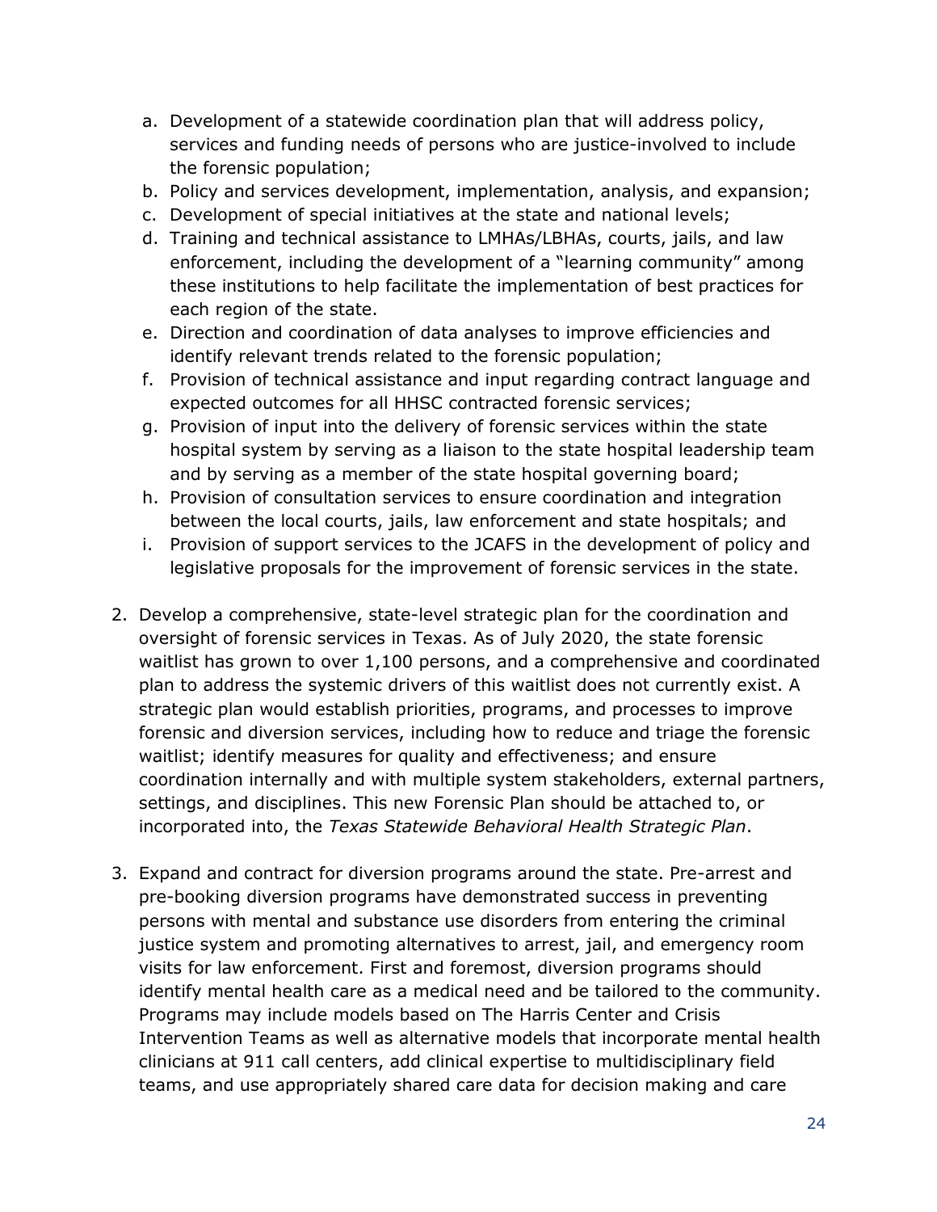a. Development of a statewide coordination plan that will address policy, services and funding needs of persons who are justice-involved to include the forensic population;
  b. Policy and services development, implementation, analysis, and expansion;
  c. Development of special initiatives at the state and national levels;
  d. Training and technical assistance to LMHAs/LBHAs, courts, jails, and law enforcement, including the development of a "learning community" among these institutions to help facilitate the implementation of best practices for each region of the state.
  e. Direction and coordination of data analyses to improve efficiencies and identify relevant trends related to the forensic population;
  f. Provision of technical assistance and input regarding contract language and expected outcomes for all HHSC contracted forensic services;
  g. Provision of input into the delivery of forensic services within the state hospital system by serving as a liaison to the state hospital leadership team and by serving as a member of the state hospital governing board;
  h. Provision of consultation services to ensure coordination and integration between the local courts, jails, law enforcement and state hospitals; and
  i. Provision of support services to the JCAFS in the development of policy and legislative proposals for the improvement of forensic services in the state.

2. Develop a comprehensive, state-level strategic plan for the coordination and oversight of forensic services in Texas. As of July 2020, the state forensic waitlist has grown to over 1,100 persons, and a comprehensive and coordinated plan to address the systemic drivers of this waitlist does not currently exist. A strategic plan would establish priorities, programs, and processes to improve forensic and diversion services, including how to reduce and triage the forensic waitlist; identify measures for quality and effectiveness; and ensure coordination internally and with multiple system stakeholders, external partners, settings, and disciplines. This new Forensic Plan should be attached to, or incorporated into, the *Texas Statewide Behavioral Health Strategic Plan*.

3. Expand and contract for diversion programs around the state. Pre-arrest and pre-booking diversion programs have demonstrated success in preventing persons with mental and substance use disorders from entering the criminal justice system and promoting alternatives to arrest, jail, and emergency room visits for law enforcement. First and foremost, diversion programs should identify mental health care as a medical need and be tailored to the community. Programs may include models based on The Harris Center and Crisis Intervention Teams as well as alternative models that incorporate mental health clinicians at 911 call centers, add clinical expertise to multidisciplinary field teams, and use appropriately shared care data for decision making and care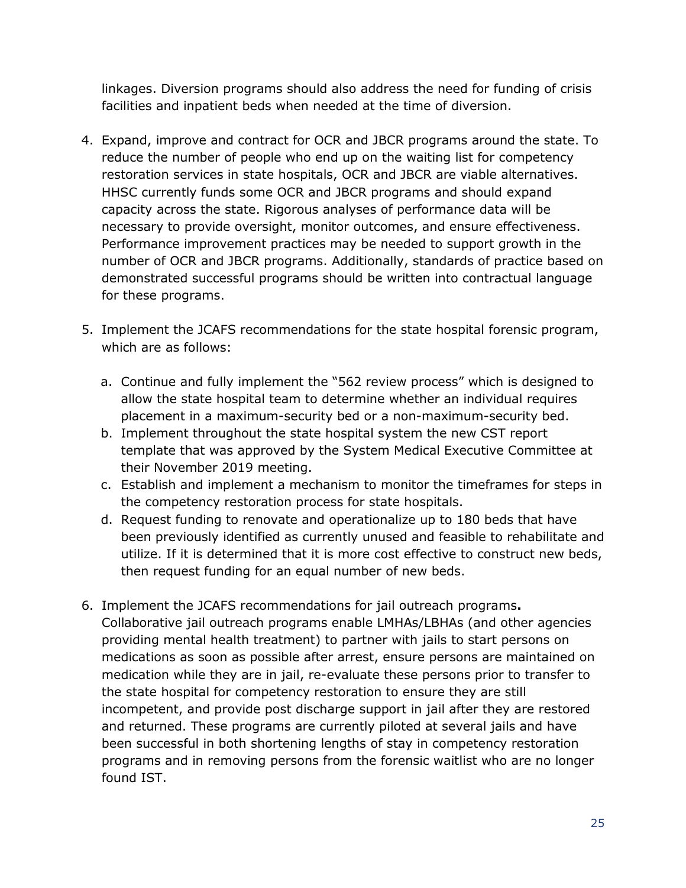linkages. Diversion programs should also address the need for funding of crisis facilities and inpatient beds when needed at the time of diversion.

4. Expand, improve and contract for OCR and JBCR programs around the state. To reduce the number of people who end up on the waiting list for competency restoration services in state hospitals, OCR and JBCR are viable alternatives. HHSC currently funds some OCR and JBCR programs and should expand capacity across the state. Rigorous analyses of performance data will be necessary to provide oversight, monitor outcomes, and ensure effectiveness. Performance improvement practices may be needed to support growth in the number of OCR and JBCR programs. Additionally, standards of practice based on demonstrated successful programs should be written into contractual language for these programs.

5. Implement the JCAFS recommendations for the state hospital forensic program, which are as follows:

   a. Continue and fully implement the "562 review process" which is designed to allow the state hospital team to determine whether an individual requires placement in a maximum-security bed or a non-maximum-security bed.
   b. Implement throughout the state hospital system the new CST report template that was approved by the System Medical Executive Committee at their November 2019 meeting.
   c. Establish and implement a mechanism to monitor the timeframes for steps in the competency restoration process for state hospitals.
   d. Request funding to renovate and operationalize up to 180 beds that have been previously identified as currently unused and feasible to rehabilitate and utilize. If it is determined that it is more cost effective to construct new beds, then request funding for an equal number of new beds.

6. Implement the JCAFS recommendations for jail outreach programs**.** Collaborative jail outreach programs enable LMHAs/LBHAs (and other agencies providing mental health treatment) to partner with jails to start persons on medications as soon as possible after arrest, ensure persons are maintained on medication while they are in jail, re-evaluate these persons prior to transfer to the state hospital for competency restoration to ensure they are still incompetent, and provide post discharge support in jail after they are restored and returned. These programs are currently piloted at several jails and have been successful in both shortening lengths of stay in competency restoration programs and in removing persons from the forensic waitlist who are no longer found IST.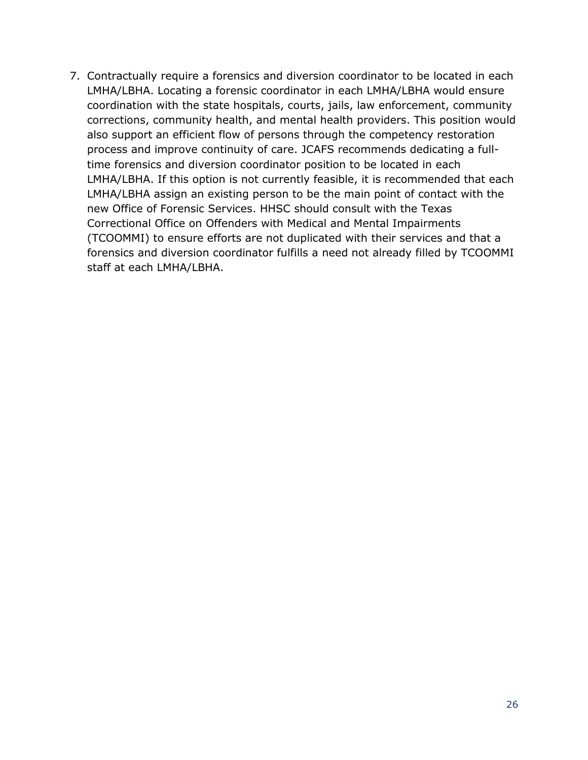7. Contractually require a forensics and diversion coordinator to be located in each LMHA/LBHA. Locating a forensic coordinator in each LMHA/LBHA would ensure coordination with the state hospitals, courts, jails, law enforcement, community corrections, community health, and mental health providers. This position would also support an efficient flow of persons through the competency restoration process and improve continuity of care. JCAFS recommends dedicating a full-time forensics and diversion coordinator position to be located in each LMHA/LBHA. If this option is not currently feasible, it is recommended that each LMHA/LBHA assign an existing person to be the main point of contact with the new Office of Forensic Services. HHSC should consult with the Texas Correctional Office on Offenders with Medical and Mental Impairments (TCOOMMI) to ensure efforts are not duplicated with their services and that a forensics and diversion coordinator fulfills a need not already filled by TCOOMMI staff at each LMHA/LBHA.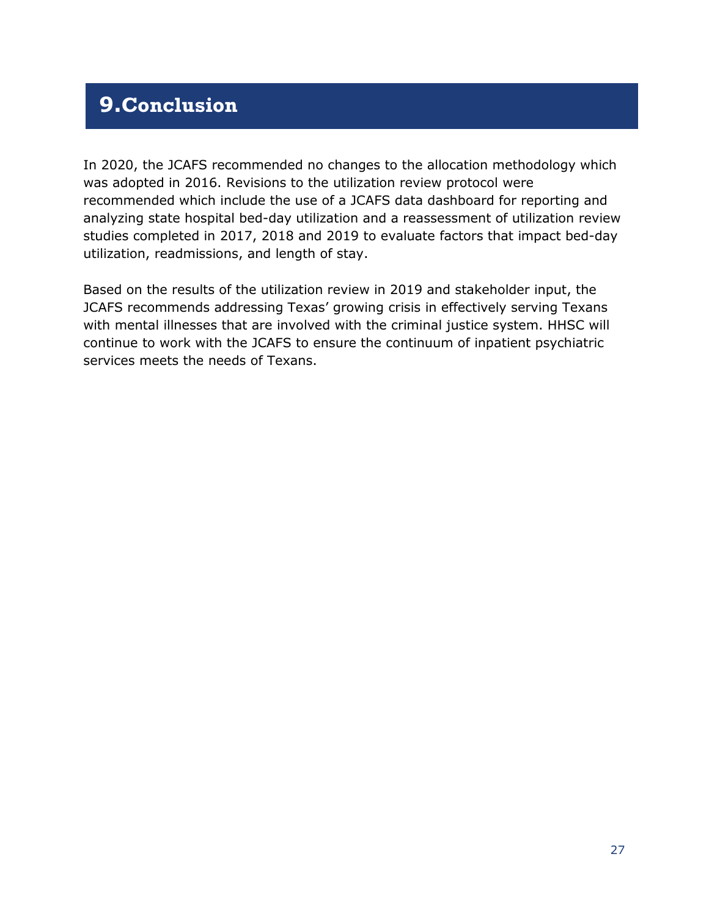# 9. Conclusion

In 2020, the JCAFS recommended no changes to the allocation methodology which was adopted in 2016. Revisions to the utilization review protocol were recommended which include the use of a JCAFS data dashboard for reporting and analyzing state hospital bed-day utilization and a reassessment of utilization review studies completed in 2017, 2018 and 2019 to evaluate factors that impact bed-day utilization, readmissions, and length of stay.

Based on the results of the utilization review in 2019 and stakeholder input, the JCAFS recommends addressing Texas' growing crisis in effectively serving Texans with mental illnesses that are involved with the criminal justice system. HHSC will continue to work with the JCAFS to ensure the continuum of inpatient psychiatric services meets the needs of Texans.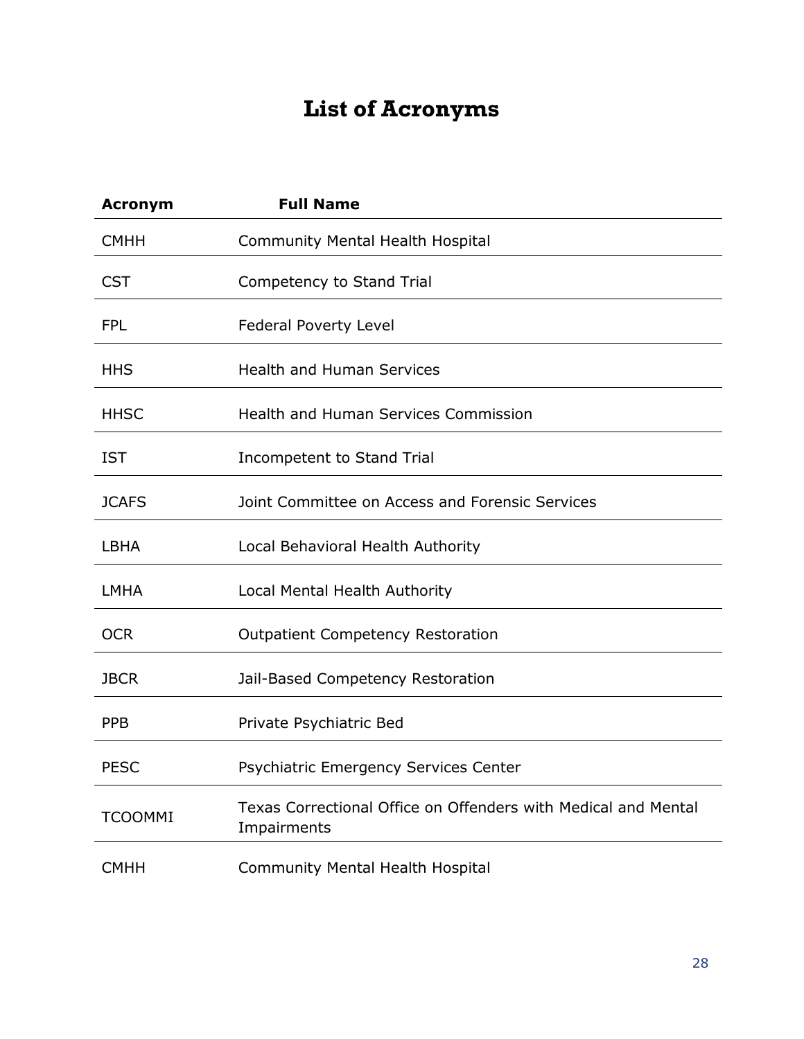# List of Acronyms

| Acronym | Full Name |
|---|---|
| CMHH | Community Mental Health Hospital |
| CST | Competency to Stand Trial |
| FPL | Federal Poverty Level |
| HHS | Health and Human Services |
| HHSC | Health and Human Services Commission |
| IST | Incompetent to Stand Trial |
| JCAFS | Joint Committee on Access and Forensic Services |
| LBHA | Local Behavioral Health Authority |
| LMHA | Local Mental Health Authority |
| OCR | Outpatient Competency Restoration |
| JBCR | Jail-Based Competency Restoration |
| PPB | Private Psychiatric Bed |
| PESC | Psychiatric Emergency Services Center |
| TCOOMMI | Texas Correctional Office on Offenders with Medical and Mental Impairments |
| CMHH | Community Mental Health Hospital |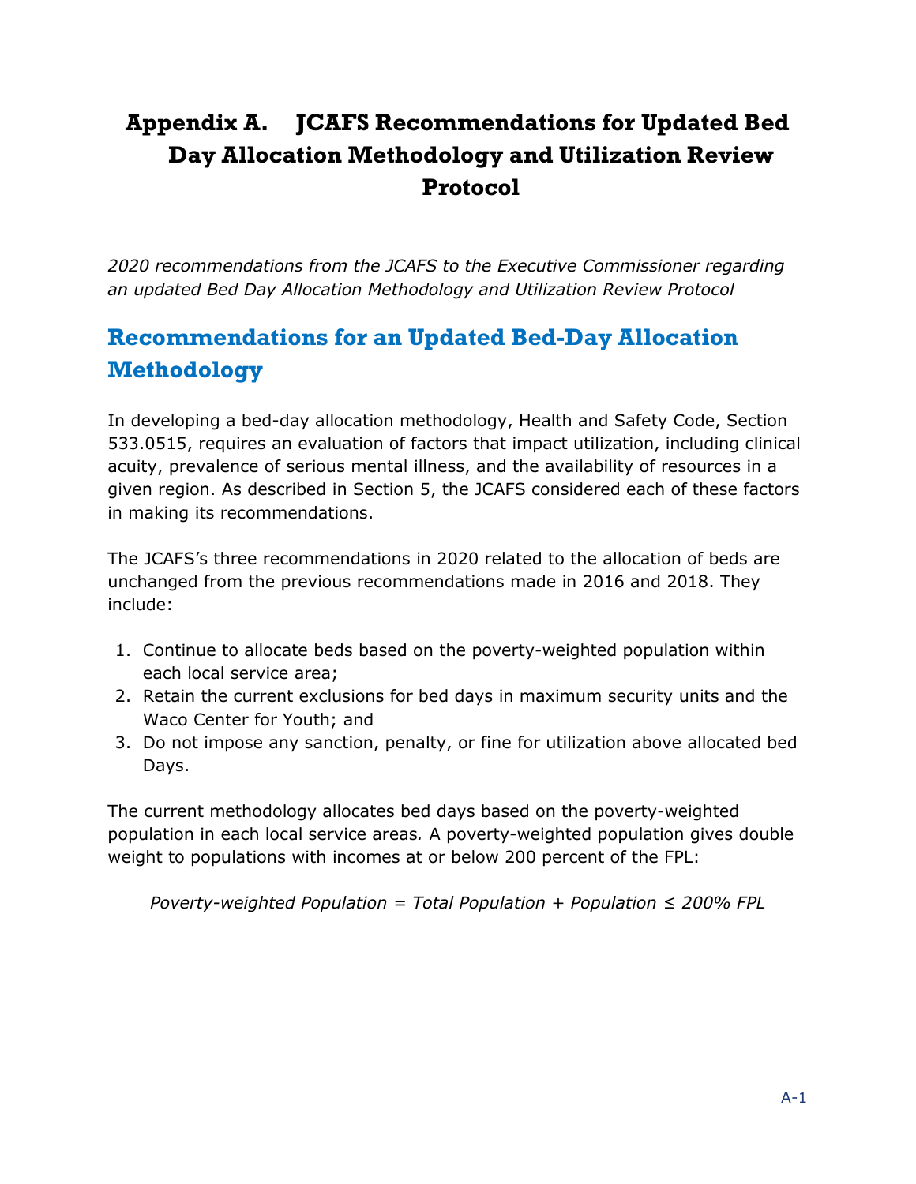# Appendix A. JCAFS Recommendations for Updated Bed Day Allocation Methodology and Utilization Review Protocol

*2020 recommendations from the JCAFS to the Executive Commissioner regarding an updated Bed Day Allocation Methodology and Utilization Review Protocol*

## Recommendations for an Updated Bed-Day Allocation Methodology

In developing a bed-day allocation methodology, Health and Safety Code, Section 533.0515, requires an evaluation of factors that impact utilization, including clinical acuity, prevalence of serious mental illness, and the availability of resources in a given region. As described in Section 5, the JCAFS considered each of these factors in making its recommendations.

The JCAFS's three recommendations in 2020 related to the allocation of beds are unchanged from the previous recommendations made in 2016 and 2018. They include:

1. Continue to allocate beds based on the poverty-weighted population within each local service area;
2. Retain the current exclusions for bed days in maximum security units and the Waco Center for Youth; and
3. Do not impose any sanction, penalty, or fine for utilization above allocated bed Days.

The current methodology allocates bed days based on the poverty-weighted population in each local service areas*.* A poverty-weighted population gives double weight to populations with incomes at or below 200 percent of the FPL:

*Poverty-weighted Population = Total Population + Population ≤ 200% FPL*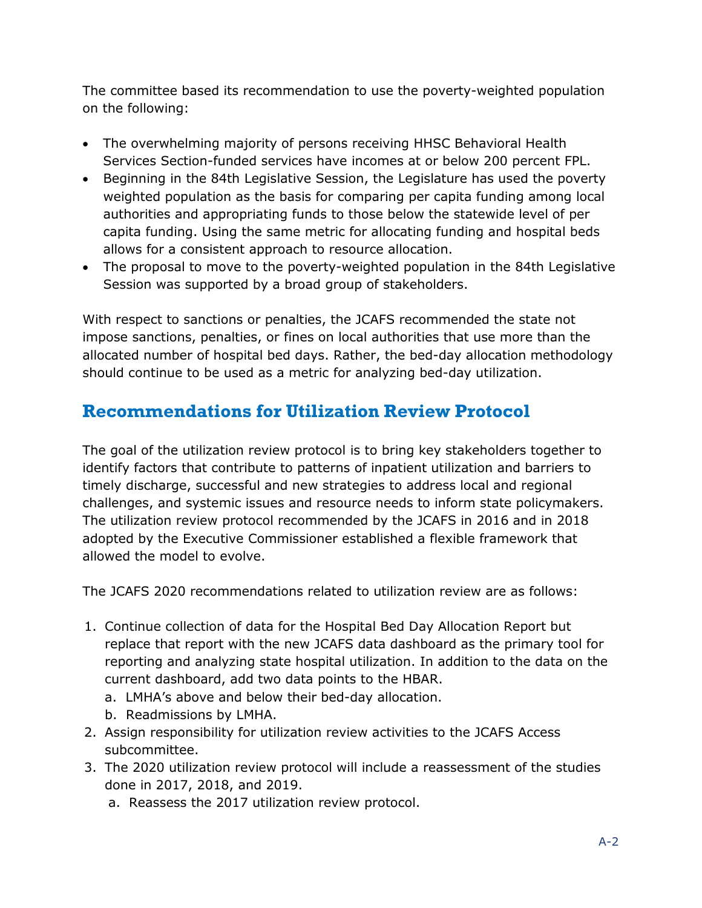The committee based its recommendation to use the poverty-weighted population on the following:

- The overwhelming majority of persons receiving HHSC Behavioral Health Services Section-funded services have incomes at or below 200 percent FPL.
- Beginning in the 84th Legislative Session, the Legislature has used the poverty weighted population as the basis for comparing per capita funding among local authorities and appropriating funds to those below the statewide level of per capita funding. Using the same metric for allocating funding and hospital beds allows for a consistent approach to resource allocation.
- The proposal to move to the poverty-weighted population in the 84th Legislative Session was supported by a broad group of stakeholders.

With respect to sanctions or penalties, the JCAFS recommended the state not impose sanctions, penalties, or fines on local authorities that use more than the allocated number of hospital bed days. Rather, the bed-day allocation methodology should continue to be used as a metric for analyzing bed-day utilization.

## Recommendations for Utilization Review Protocol

The goal of the utilization review protocol is to bring key stakeholders together to identify factors that contribute to patterns of inpatient utilization and barriers to timely discharge, successful and new strategies to address local and regional challenges, and systemic issues and resource needs to inform state policymakers. The utilization review protocol recommended by the JCAFS in 2016 and in 2018 adopted by the Executive Commissioner established a flexible framework that allowed the model to evolve.

The JCAFS 2020 recommendations related to utilization review are as follows:

1. Continue collection of data for the Hospital Bed Day Allocation Report but replace that report with the new JCAFS data dashboard as the primary tool for reporting and analyzing state hospital utilization. In addition to the data on the current dashboard, add two data points to the HBAR.
   a. LMHA's above and below their bed-day allocation.
   b. Readmissions by LMHA.
2. Assign responsibility for utilization review activities to the JCAFS Access subcommittee.
3. The 2020 utilization review protocol will include a reassessment of the studies done in 2017, 2018, and 2019.
   a. Reassess the 2017 utilization review protocol.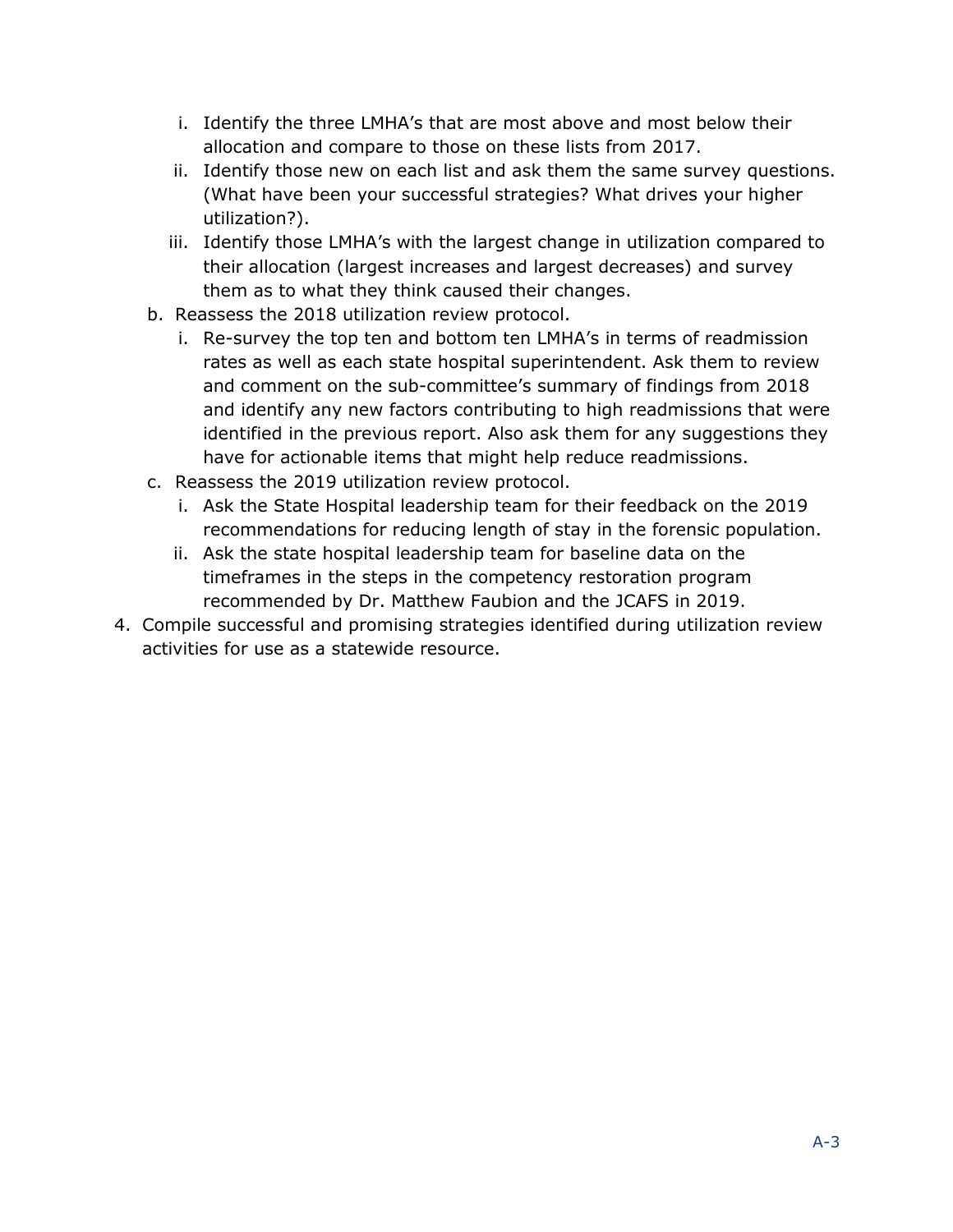i. Identify the three LMHA's that are most above and most below their allocation and compare to those on these lists from 2017.
   ii. Identify those new on each list and ask them the same survey questions. (What have been your successful strategies? What drives your higher utilization?).
   iii. Identify those LMHA's with the largest change in utilization compared to their allocation (largest increases and largest decreases) and survey them as to what they think caused their changes.

b. Reassess the 2018 utilization review protocol.
   i. Re-survey the top ten and bottom ten LMHA's in terms of readmission rates as well as each state hospital superintendent. Ask them to review and comment on the sub-committee's summary of findings from 2018 and identify any new factors contributing to high readmissions that were identified in the previous report. Also ask them for any suggestions they have for actionable items that might help reduce readmissions.

c. Reassess the 2019 utilization review protocol.
   i. Ask the State Hospital leadership team for their feedback on the 2019 recommendations for reducing length of stay in the forensic population.
   ii. Ask the state hospital leadership team for baseline data on the timeframes in the steps in the competency restoration program recommended by Dr. Matthew Faubion and the JCAFS in 2019.

4. Compile successful and promising strategies identified during utilization review activities for use as a statewide resource.